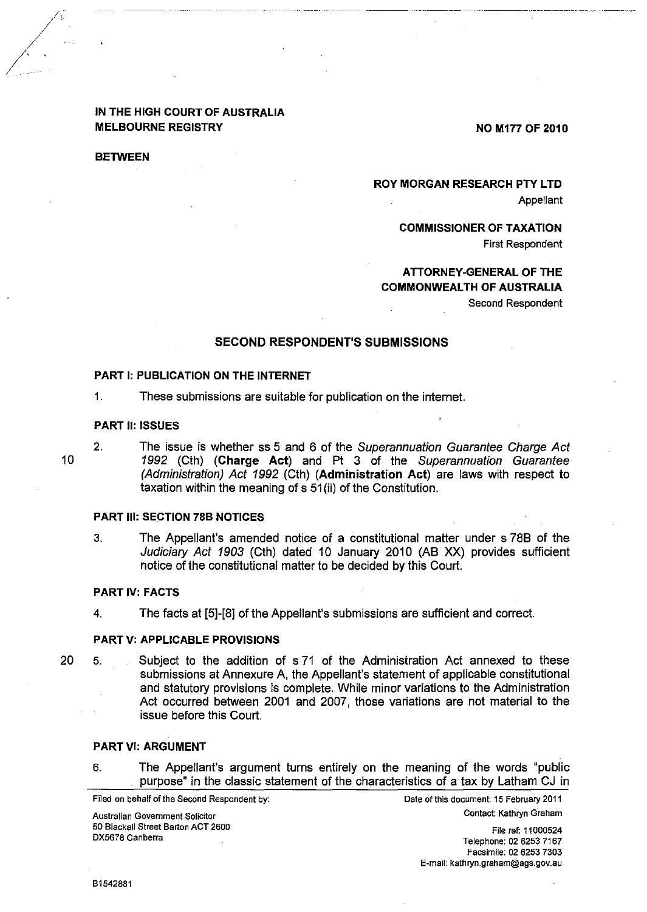**IN THE HIGH COURT OF AUSTRALIA**
**MELBOURNE REGISTRY**

**NO M177 OF 2010**

**BETWEEN**

**ROY MORGAN RESEARCH PTY LTD**
Appellant

**COMMISSIONER OF TAXATION**
First Respondent

**ATTORNEY-GENERAL OF THE COMMONWEALTH OF AUSTRALIA**
Second Respondent

## SECOND RESPONDENT'S SUBMISSIONS

### PART I: PUBLICATION ON THE INTERNET

1. These submissions are suitable for publication on the internet.

### PART II: ISSUES

2. The issue is whether ss 5 and 6 of the *Superannuation Guarantee Charge Act 1992* (Cth) (**Charge Act**) and Pt 3 of the *Superannuation Guarantee (Administration) Act 1992* (Cth) (**Administration Act**) are laws with respect to taxation within the meaning of s 51(ii) of the Constitution.

### PART III: SECTION 78B NOTICES

3. The Appellant's amended notice of a constitutional matter under s 78B of the *Judiciary Act 1903* (Cth) dated 10 January 2010 (AB XX) provides sufficient notice of the constitutional matter to be decided by this Court.

### PART IV: FACTS

4. The facts at [5]-[8] of the Appellant's submissions are sufficient and correct.

### PART V: APPLICABLE PROVISIONS

5. Subject to the addition of s 71 of the Administration Act annexed to these submissions at Annexure A, the Appellant's statement of applicable constitutional and statutory provisions is complete. While minor variations to the Administration Act occurred between 2001 and 2007, those variations are not material to the issue before this Court.

### PART VI: ARGUMENT

6. The Appellant's argument turns entirely on the meaning of the words "public purpose" in the classic statement of the characteristics of a tax by Latham CJ in

Filed on behalf of the Second Respondent by:
Australian Government Solicitor
50 Blackall Street Barton ACT 2600
DX5678 Canberra

Date of this document: 15 February 2011
Contact: Kathryn Graham
File ref: 11000524
Telephone: 02 6253 7167
Facsimile: 02 6253 7303
E-mail: kathryn.graham@ags.gov.au

B1542881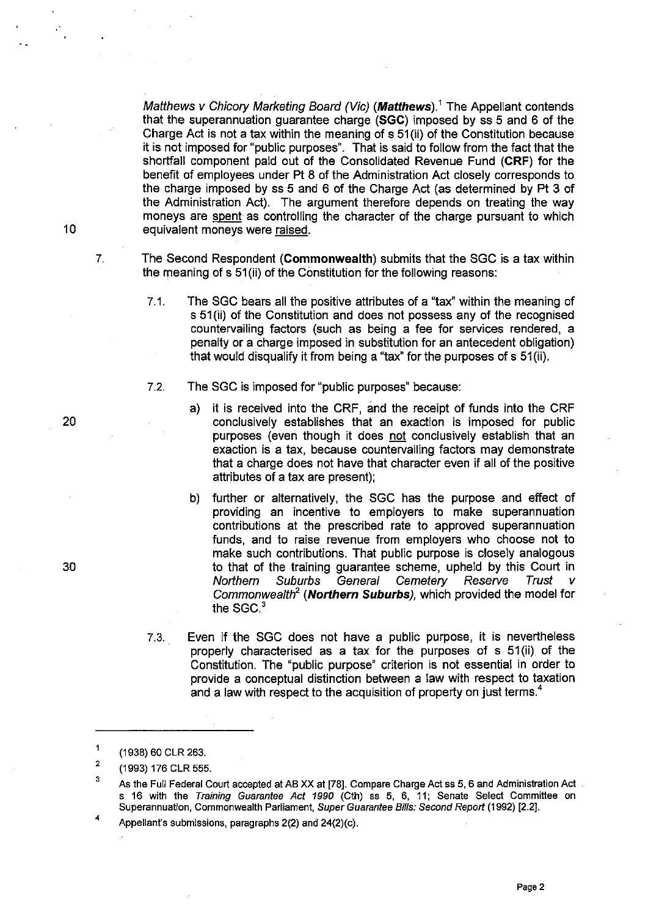*Matthews v Chicory Marketing Board (Vic)* (***Matthews***).[1] The Appellant contends that the superannuation guarantee charge (**SGC**) imposed by ss 5 and 6 of the Charge Act is not a tax within the meaning of s 51(ii) of the Constitution because it is not imposed for "public purposes". That is said to follow from the fact that the shortfall component paid out of the Consolidated Revenue Fund (**CRF**) for the benefit of employees under Pt 8 of the Administration Act closely corresponds to the charge imposed by ss 5 and 6 of the Charge Act (as determined by Pt 3 of the Administration Act). The argument therefore depends on treating the way moneys are <u>spent</u> as controlling the character of the charge pursuant to which equivalent moneys were <u>raised</u>.

7. The Second Respondent (**Commonwealth**) submits that the SGC is a tax within the meaning of s 51(ii) of the Constitution for the following reasons:

   7.1. The SGC bears all the positive attributes of a "tax" within the meaning of s 51(ii) of the Constitution and does not possess any of the recognised countervailing factors (such as being a fee for services rendered, a penalty or a charge imposed in substitution for an antecedent obligation) that would disqualify it from being a "tax" for the purposes of s 51(ii).

   7.2. The SGC is imposed for "public purposes" because:

      a) it is received into the CRF, and the receipt of funds into the CRF conclusively establishes that an exaction is imposed for public purposes (even though it does <u>not</u> conclusively establish that an exaction is a tax, because countervailing factors may demonstrate that a charge does not have that character even if all of the positive attributes of a tax are present);

      b) further or alternatively, the SGC has the purpose and effect of providing an incentive to employers to make superannuation contributions at the prescribed rate to approved superannuation funds, and to raise revenue from employers who choose not to make such contributions. That public purpose is closely analogous to that of the training guarantee scheme, upheld by this Court in *Northern Suburbs General Cemetery Reserve Trust v Commonwealth*[2] (***Northern Suburbs***), which provided the model for the SGC.[3]

   7.3. Even if the SGC does not have a public purpose, it is nevertheless properly characterised as a tax for the purposes of s 51(ii) of the Constitution. The "public purpose" criterion is not essential in order to provide a conceptual distinction between a law with respect to taxation and a law with respect to the acquisition of property on just terms.[4]

---

[1] (1938) 60 CLR 263.

[2] (1993) 176 CLR 555.

[3] As the Full Federal Court accepted at AB XX at [78]. Compare Charge Act ss 5, 6 and Administration Act s 16 with the *Training Guarantee Act 1990* (Cth) ss 5, 6, 11; Senate Select Committee on Superannuation, Commonwealth Parliament, *Super Guarantee Bills: Second Report* (1992) [2.2].

[4] Appellant's submissions, paragraphs 2(2) and 24(2)(c).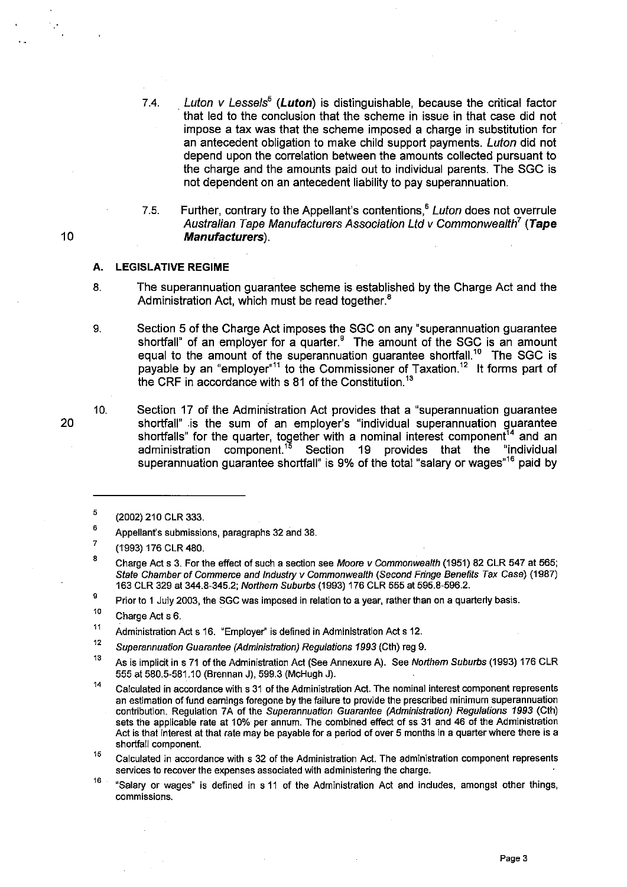7.4. *Luton v Lessels*[5] (***Luton***) is distinguishable, because the critical factor that led to the conclusion that the scheme in issue in that case did not impose a tax was that the scheme imposed a charge in substitution for an antecedent obligation to make child support payments. *Luton* did not depend upon the correlation between the amounts collected pursuant to the charge and the amounts paid out to individual parents. The SGC is not dependent on an antecedent liability to pay superannuation.

7.5. Further, contrary to the Appellant's contentions,[6] *Luton* does not overrule *Australian Tape Manufacturers Association Ltd v Commonwealth*[7] (***Tape Manufacturers***).

## A. LEGISLATIVE REGIME

8. The superannuation guarantee scheme is established by the Charge Act and the Administration Act, which must be read together.[8]

9. Section 5 of the Charge Act imposes the SGC on any "superannuation guarantee shortfall" of an employer for a quarter.[9] The amount of the SGC is an amount equal to the amount of the superannuation guarantee shortfall.[10] The SGC is payable by an "employer"[11] to the Commissioner of Taxation.[12] It forms part of the CRF in accordance with s 81 of the Constitution.[13]

10. Section 17 of the Administration Act provides that a "superannuation guarantee shortfall" is the sum of an employer's "individual superannuation guarantee shortfalls" for the quarter, together with a nominal interest component[14] and an administration component.[15] Section 19 provides that the "individual superannuation guarantee shortfall" is 9% of the total "salary or wages"[16] paid by

---

5. (2002) 210 CLR 333.
6. Appellant's submissions, paragraphs 32 and 38.
7. (1993) 176 CLR 480.
8. Charge Act s 3. For the effect of such a section see *Moore v Commonwealth* (1951) 82 CLR 547 at 565; *State Chamber of Commerce and Industry v Commonwealth* (*Second Fringe Benefits Tax Case*) (1987) 163 CLR 329 at 344.8-345.2; *Northern Suburbs* (1993) 176 CLR 555 at 595.8-596.2.
9. Prior to 1 July 2003, the SGC was imposed in relation to a year, rather than on a quarterly basis.
10. Charge Act s 6.
11. Administration Act s 16. "Employer" is defined in Administration Act s 12.
12. *Superannuation Guarantee (Administration) Regulations 1993* (Cth) reg 9.
13. As is implicit in s 71 of the Administration Act (See Annexure A). See *Northern Suburbs* (1993) 176 CLR 555 at 580.5-581.10 (Brennan J), 599.3 (McHugh J).
14. Calculated in accordance with s 31 of the Administration Act. The nominal interest component represents an estimation of fund earnings foregone by the failure to provide the prescribed minimum superannuation contribution. Regulation 7A of the *Superannuation Guarantee (Administration) Regulations 1993* (Cth) sets the applicable rate at 10% per annum. The combined effect of ss 31 and 46 of the Administration Act is that interest at that rate may be payable for a period of over 5 months in a quarter where there is a shortfall component.
15. Calculated in accordance with s 32 of the Administration Act. The administration component represents services to recover the expenses associated with administering the charge.
16. "Salary or wages" is defined in s 11 of the Administration Act and includes, amongst other things, commissions.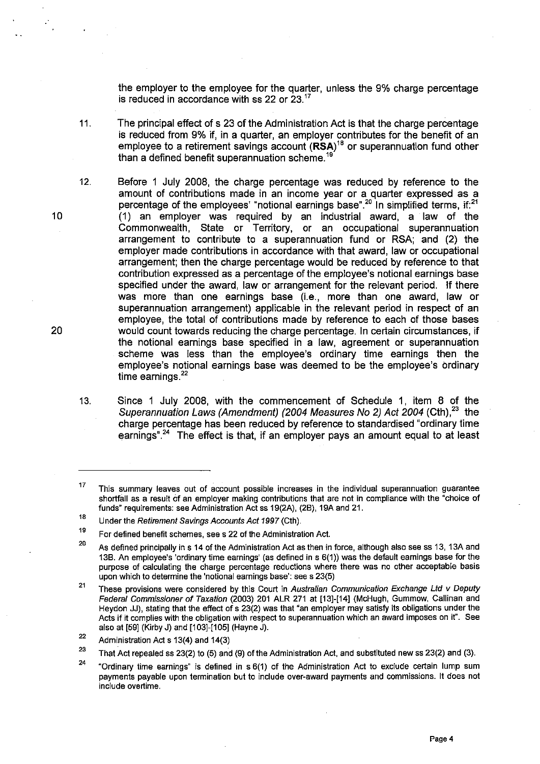the employer to the employee for the quarter, unless the 9% charge percentage is reduced in accordance with ss 22 or 23.[17]

11. The principal effect of s 23 of the Administration Act is that the charge percentage is reduced from 9% if, in a quarter, an employer contributes for the benefit of an employee to a retirement savings account (**RSA**)[18] or superannuation fund other than a defined benefit superannuation scheme.[19]

12. Before 1 July 2008, the charge percentage was reduced by reference to the amount of contributions made in an income year or a quarter expressed as a percentage of the employees' "notional earnings base".[20] In simplified terms, if:[21] (1) an employer was required by an industrial award, a law of the Commonwealth, State or Territory, or an occupational superannuation arrangement to contribute to a superannuation fund or RSA; and (2) the employer made contributions in accordance with that award, law or occupational arrangement; then the charge percentage would be reduced by reference to that contribution expressed as a percentage of the employee's notional earnings base specified under the award, law or arrangement for the relevant period. If there was more than one earnings base (i.e., more than one award, law or superannuation arrangement) applicable in the relevant period in respect of an employee, the total of contributions made by reference to each of those bases would count towards reducing the charge percentage. In certain circumstances, if the notional earnings base specified in a law, agreement or superannuation scheme was less than the employee's ordinary time earnings then the employee's notional earnings base was deemed to be the employee's ordinary time earnings.[22]

13. Since 1 July 2008, with the commencement of Schedule 1, item 8 of the *Superannuation Laws (Amendment) (2004 Measures No 2) Act 2004* (Cth),[23] the charge percentage has been reduced by reference to standardised "ordinary time earnings".[24] The effect is that, if an employer pays an amount equal to at least

---

[17] This summary leaves out of account possible increases in the individual superannuation guarantee shortfall as a result of an employer making contributions that are not in compliance with the "choice of funds" requirements: see Administration Act ss 19(2A), (2B), 19A and 21.

[18] Under the *Retirement Savings Accounts Act 1997* (Cth).

[19] For defined benefit schemes, see s 22 of the Administration Act.

[20] As defined principally in s 14 of the Administration Act as then in force, although also see ss 13, 13A and 13B. An employee's 'ordinary time earnings' (as defined in s 6(1)) was the default earnings base for the purpose of calculating the charge percentage reductions where there was no other acceptable basis upon which to determine the 'notional earnings base': see s 23(5)

[21] These provisions were considered by this Court in *Australian Communication Exchange Ltd v Deputy Federal Commissioner of Taxation* (2003) 201 ALR 271 at [13]-[14] (McHugh, Gummow, Callinan and Heydon JJ), stating that the effect of s 23(2) was that "an employer may satisfy its obligations under the Acts if it complies with the obligation with respect to superannuation which an award imposes on it". See also at [59] (Kirby J) and [103]-[105] (Hayne J).

[22] Administration Act s 13(4) and 14(3)

[23] That Act repealed ss 23(2) to (5) and (9) of the Administration Act, and substituted new ss 23(2) and (3).

[24] "Ordinary time earnings" is defined in s 6(1) of the Administration Act to exclude certain lump sum payments payable upon termination but to include over-award payments and commissions. It does not include overtime.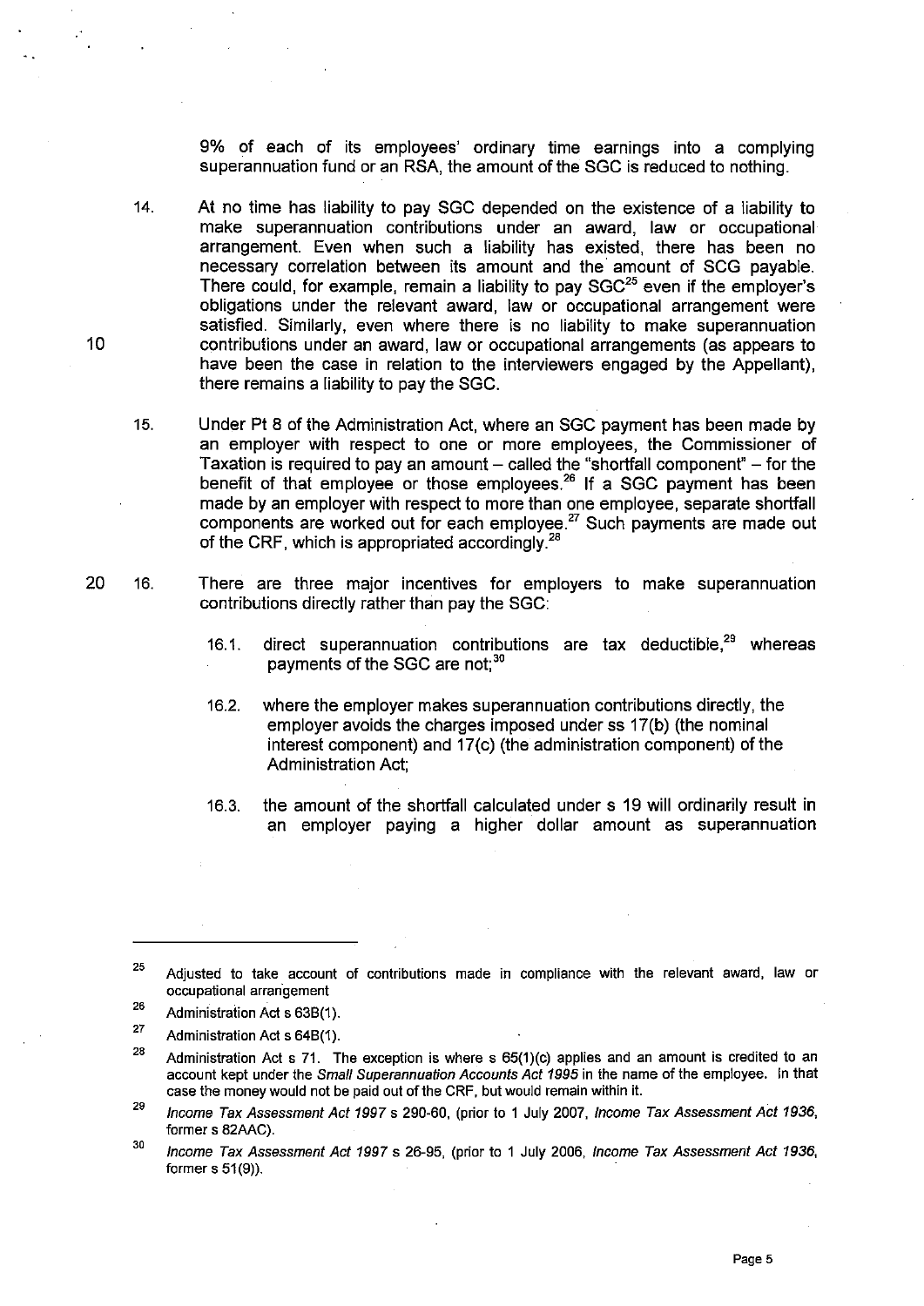9% of each of its employees' ordinary time earnings into a complying superannuation fund or an RSA, the amount of the SGC is reduced to nothing.

14. At no time has liability to pay SGC depended on the existence of a liability to make superannuation contributions under an award, law or occupational arrangement. Even when such a liability has existed, there has been no necessary correlation between its amount and the amount of SCG payable. There could, for example, remain a liability to pay SGC[25] even if the employer's obligations under the relevant award, law or occupational arrangement were satisfied. Similarly, even where there is no liability to make superannuation contributions under an award, law or occupational arrangements (as appears to have been the case in relation to the interviewers engaged by the Appellant), there remains a liability to pay the SGC.

15. Under Pt 8 of the Administration Act, where an SGC payment has been made by an employer with respect to one or more employees, the Commissioner of Taxation is required to pay an amount – called the "shortfall component" – for the benefit of that employee or those employees.[26] If a SGC payment has been made by an employer with respect to more than one employee, separate shortfall components are worked out for each employee.[27] Such payments are made out of the CRF, which is appropriated accordingly.[28]

16. There are three major incentives for employers to make superannuation contributions directly rather than pay the SGC:

    16.1. direct superannuation contributions are tax deductible,[29] whereas payments of the SGC are not;[30]

    16.2. where the employer makes superannuation contributions directly, the employer avoids the charges imposed under ss 17(b) (the nominal interest component) and 17(c) (the administration component) of the Administration Act;

    16.3. the amount of the shortfall calculated under s 19 will ordinarily result in an employer paying a higher dollar amount as superannuation

---

[25] Adjusted to take account of contributions made in compliance with the relevant award, law or occupational arrangement

[26] Administration Act s 63B(1).

[27] Administration Act s 64B(1).

[28] Administration Act s 71. The exception is where s 65(1)(c) applies and an amount is credited to an account kept under the *Small Superannuation Accounts Act 1995* in the name of the employee. In that case the money would not be paid out of the CRF, but would remain within it.

[29] *Income Tax Assessment Act 1997* s 290-60, (prior to 1 July 2007, *Income Tax Assessment Act 1936*, former s 82AAC).

[30] *Income Tax Assessment Act 1997* s 26-95, (prior to 1 July 2006, *Income Tax Assessment Act 1936*, former s 51(9)).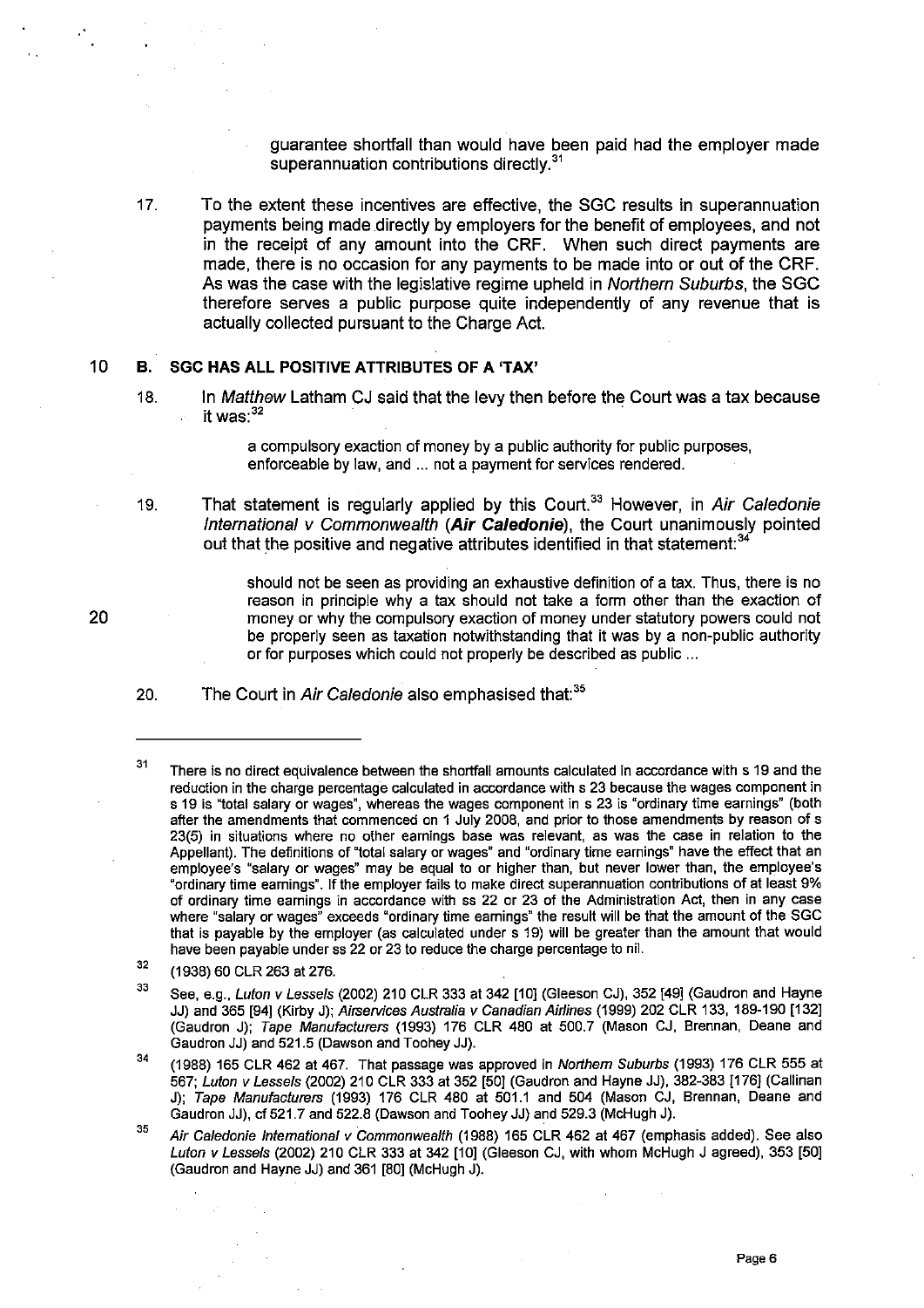guarantee shortfall than would have been paid had the employer made superannuation contributions directly.[31]

17. To the extent these incentives are effective, the SGC results in superannuation payments being made directly by employers for the benefit of employees, and not in the receipt of any amount into the CRF. When such direct payments are made, there is no occasion for any payments to be made into or out of the CRF. As was the case with the legislative regime upheld in *Northern Suburbs*, the SGC therefore serves a public purpose quite independently of any revenue that is actually collected pursuant to the Charge Act.

## B. SGC HAS ALL POSITIVE ATTRIBUTES OF A 'TAX'

18. In *Matthew* Latham CJ said that the levy then before the Court was a tax because it was:[32]

> a compulsory exaction of money by a public authority for public purposes, enforceable by law, and ... not a payment for services rendered.

19. That statement is regularly applied by this Court.[33] However, in *Air Caledonie International v Commonwealth* (***Air Caledonie***), the Court unanimously pointed out that the positive and negative attributes identified in that statement:[34]

> should not be seen as providing an exhaustive definition of a tax. Thus, there is no reason in principle why a tax should not take a form other than the exaction of money or why the compulsory exaction of money under statutory powers could not be properly seen as taxation notwithstanding that it was by a non-public authority or for purposes which could not properly be described as public ...

20. The Court in *Air Caledonie* also emphasised that:[35]

---

[31] There is no direct equivalence between the shortfall amounts calculated in accordance with s 19 and the reduction in the charge percentage calculated in accordance with s 23 because the wages component in s 19 is "total salary or wages", whereas the wages component in s 23 is "ordinary time earnings" (both after the amendments that commenced on 1 July 2008, and prior to those amendments by reason of s 23(5) in situations where no other earnings base was relevant, as was the case in relation to the Appellant). The definitions of "total salary or wages" and "ordinary time earnings" have the effect that an employee's "salary or wages" may be equal to or higher than, but never lower than, the employee's "ordinary time earnings". If the employer fails to make direct superannuation contributions of at least 9% of ordinary time earnings in accordance with ss 22 or 23 of the Administration Act, then in any case where "salary or wages" exceeds "ordinary time earnings" the result will be that the amount of the SGC that is payable by the employer (as calculated under s 19) will be greater than the amount that would have been payable under ss 22 or 23 to reduce the charge percentage to nil.

[32] (1938) 60 CLR 263 at 276.

[33] See, e.g., *Luton v Lessels* (2002) 210 CLR 333 at 342 [10] (Gleeson CJ), 352 [49] (Gaudron and Hayne JJ) and 365 [94] (Kirby J); *Airservices Australia v Canadian Airlines* (1999) 202 CLR 133, 189-190 [132] (Gaudron J); *Tape Manufacturers* (1993) 176 CLR 480 at 500.7 (Mason CJ, Brennan, Deane and Gaudron JJ) and 521.5 (Dawson and Toohey JJ).

[34] (1988) 165 CLR 462 at 467. That passage was approved in *Northern Suburbs* (1993) 176 CLR 555 at 567; *Luton v Lessels* (2002) 210 CLR 333 at 352 [50] (Gaudron and Hayne JJ), 382-383 [176] (Callinan J); *Tape Manufacturers* (1993) 176 CLR 480 at 501.1 and 504 (Mason CJ, Brennan, Deane and Gaudron JJ), cf 521.7 and 522.8 (Dawson and Toohey JJ) and 529.3 (McHugh J).

[35] *Air Caledonie International v Commonwealth* (1988) 165 CLR 462 at 467 (emphasis added). See also *Luton v Lessels* (2002) 210 CLR 333 at 342 [10] (Gleeson CJ, with whom McHugh J agreed), 353 [50] (Gaudron and Hayne JJ) and 361 [80] (McHugh J).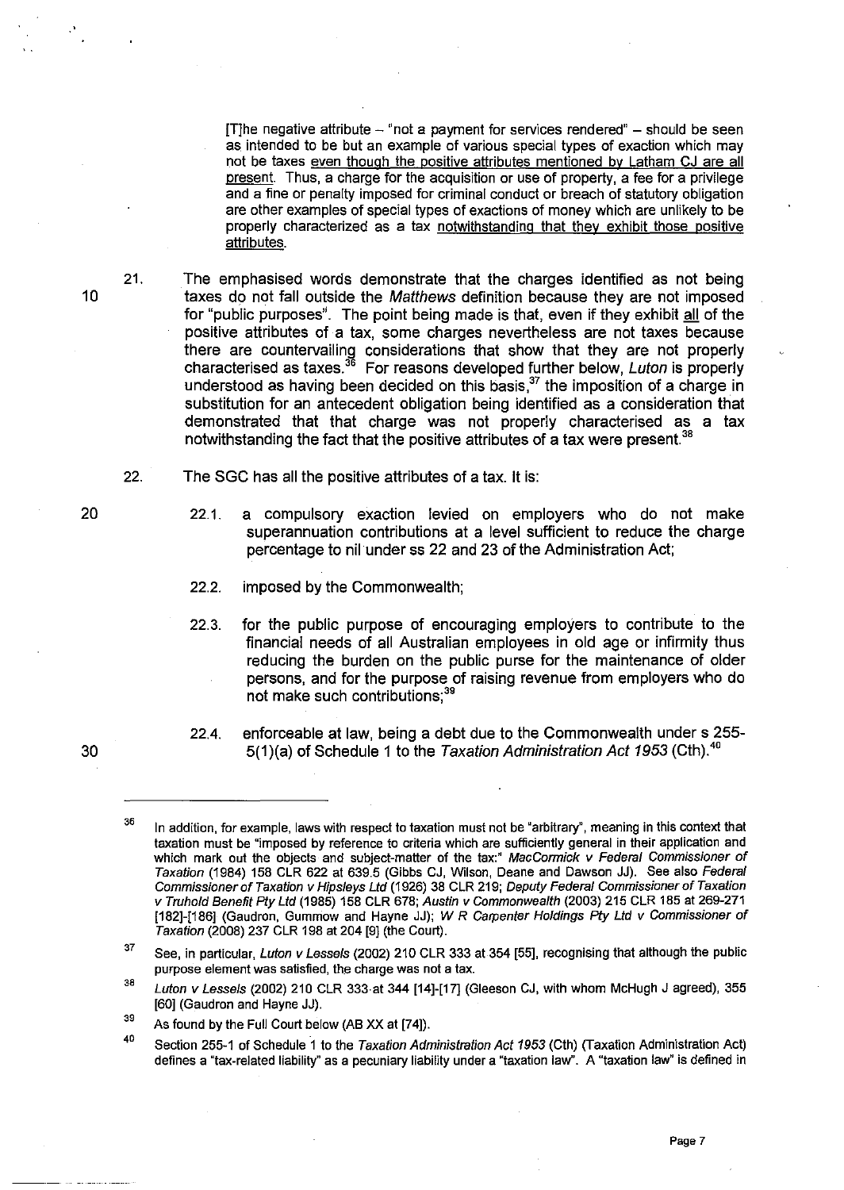> [T]he negative attribute – "not a payment for services rendered" – should be seen as intended to be but an example of various special types of exaction which may not be taxes <u>even though the positive attributes mentioned by Latham CJ are all present</u>. Thus, a charge for the acquisition or use of property, a fee for a privilege and a fine or penalty imposed for criminal conduct or breach of statutory obligation are other examples of special types of exactions of money which are unlikely to be properly characterized as a tax <u>notwithstanding that they exhibit those positive attributes</u>.

21. The emphasised words demonstrate that the charges identified as not being taxes do not fall outside the *Matthews* definition because they are not imposed for "public purposes". The point being made is that, even if they exhibit <u>all</u> of the positive attributes of a tax, some charges nevertheless are not taxes because there are countervailing considerations that show that they are not properly characterised as taxes.[36] For reasons developed further below, *Luton* is properly understood as having been decided on this basis,[37] the imposition of a charge in substitution for an antecedent obligation being identified as a consideration that demonstrated that that charge was not properly characterised as a tax notwithstanding the fact that the positive attributes of a tax were present.[38]

22. The SGC has all the positive attributes of a tax. It is:

    22.1. a compulsory exaction levied on employers who do not make superannuation contributions at a level sufficient to reduce the charge percentage to nil under ss 22 and 23 of the Administration Act;

    22.2. imposed by the Commonwealth;

    22.3. for the public purpose of encouraging employers to contribute to the financial needs of all Australian employees in old age or infirmity thus reducing the burden on the public purse for the maintenance of older persons, and for the purpose of raising revenue from employers who do not make such contributions;[39]

    22.4. enforceable at law, being a debt due to the Commonwealth under s 255-5(1)(a) of Schedule 1 to the *Taxation Administration Act 1953* (Cth).[40]

---

[36] In addition, for example, laws with respect to taxation must not be "arbitrary", meaning in this context that taxation must be "imposed by reference to criteria which are sufficiently general in their application and which mark out the objects and subject-matter of the tax:" *MacCormick v Federal Commissioner of Taxation* (1984) 158 CLR 622 at 639.5 (Gibbs CJ, Wilson, Deane and Dawson JJ). See also *Federal Commissioner of Taxation v Hipsleys Ltd* (1926) 38 CLR 219; *Deputy Federal Commissioner of Taxation v Truhold Benefit Pty Ltd* (1985) 158 CLR 678; *Austin v Commonwealth* (2003) 215 CLR 185 at 269-271 [182]-[186] (Gaudron, Gummow and Hayne JJ); *W R Carpenter Holdings Pty Ltd v Commissioner of Taxation* (2008) 237 CLR 198 at 204 [9] (the Court).

[37] See, in particular, *Luton v Lessels* (2002) 210 CLR 333 at 354 [55], recognising that although the public purpose element was satisfied, the charge was not a tax.

[38] *Luton v Lessels* (2002) 210 CLR 333 at 344 [14]-[17] (Gleeson CJ, with whom McHugh J agreed), 355 [60] (Gaudron and Hayne JJ).

[39] As found by the Full Court below (AB XX at [74]).

[40] Section 255-1 of Schedule 1 to the *Taxation Administration Act 1953* (Cth) (Taxation Administration Act) defines a "tax-related liability" as a pecuniary liability under a "taxation law". A "taxation law" is defined in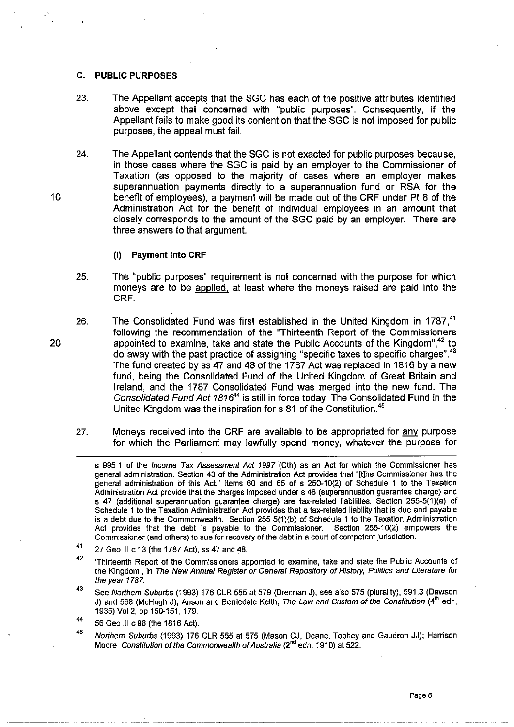## C. PUBLIC PURPOSES

23. The Appellant accepts that the SGC has each of the positive attributes identified above except that concerned with "public purposes". Consequently, if the Appellant fails to make good its contention that the SGC is not imposed for public purposes, the appeal must fail.

24. The Appellant contends that the SGC is not exacted for public purposes because, in those cases where the SGC is paid by an employer to the Commissioner of Taxation (as opposed to the majority of cases where an employer makes superannuation payments directly to a superannuation fund or RSA for the benefit of employees), a payment will be made out of the CRF under Pt 8 of the Administration Act for the benefit of individual employees in an amount that closely corresponds to the amount of the SGC paid by an employer. There are three answers to that argument.

### (i) Payment into CRF

25. The "public purposes" requirement is not concerned with the purpose for which moneys are to be applied, at least where the moneys raised are paid into the CRF.

26. The Consolidated Fund was first established in the United Kingdom in 1787,[41] following the recommendation of the "Thirteenth Report of the Commissioners appointed to examine, take and state the Public Accounts of the Kingdom",[42] to do away with the past practice of assigning "specific taxes to specific charges".[43] The fund created by ss 47 and 48 of the 1787 Act was replaced in 1816 by a new fund, being the Consolidated Fund of the United Kingdom of Great Britain and Ireland, and the 1787 Consolidated Fund was merged into the new fund. The *Consolidated Fund Act 1816*[44] is still in force today. The Consolidated Fund in the United Kingdom was the inspiration for s 81 of the Constitution.[45]

27. Moneys received into the CRF are available to be appropriated for any purpose for which the Parliament may lawfully spend money, whatever the purpose for

---

s 995-1 of the *Income Tax Assessment Act 1997* (Cth) as an Act for which the Commissioner has general administration. Section 43 of the Administration Act provides that "[t]he Commissioner has the general administration of this Act." Items 60 and 65 of s 250-10(2) of Schedule 1 to the Taxation Administration Act provide that the charges imposed under s 46 (superannuation guarantee charge) and s 47 (additional superannuation guarantee charge) are tax-related liabilities. Section 255-5(1)(a) of Schedule 1 to the Taxation Administration Act provides that a tax-related liability that is due and payable is a debt due to the Commonwealth. Section 255-5(1)(b) of Schedule 1 to the Taxation Administration Act provides that the debt is payable to the Commissioner. Section 255-10(2) empowers the Commissioner (and others) to sue for recovery of the debt in a court of competent jurisdiction.

[41] 27 Geo III c 13 (the 1787 Act), ss 47 and 48.

[42] 'Thirteenth Report of the Commissioners appointed to examine, take and state the Public Accounts of the Kingdom', in *The New Annual Register or General Repository of History, Politics and Literature for the year 1787.*

[43] See *Northern Suburbs* (1993) 176 CLR 555 at 579 (Brennan J), see also 575 (plurality), 591.3 (Dawson J) and 598 (McHugh J); Anson and Berriedale Keith, *The Law and Custom of the Constitution* (4th edn, 1935) Vol 2, pp 150-151, 179.

[44] 56 Geo III c 98 (the 1816 Act).

[45] *Northern Suburbs* (1993) 176 CLR 555 at 575 (Mason CJ, Deane, Toohey and Gaudron JJ); Harrison Moore, *Constitution of the Commonwealth of Australia* (2nd edn, 1910) at 522.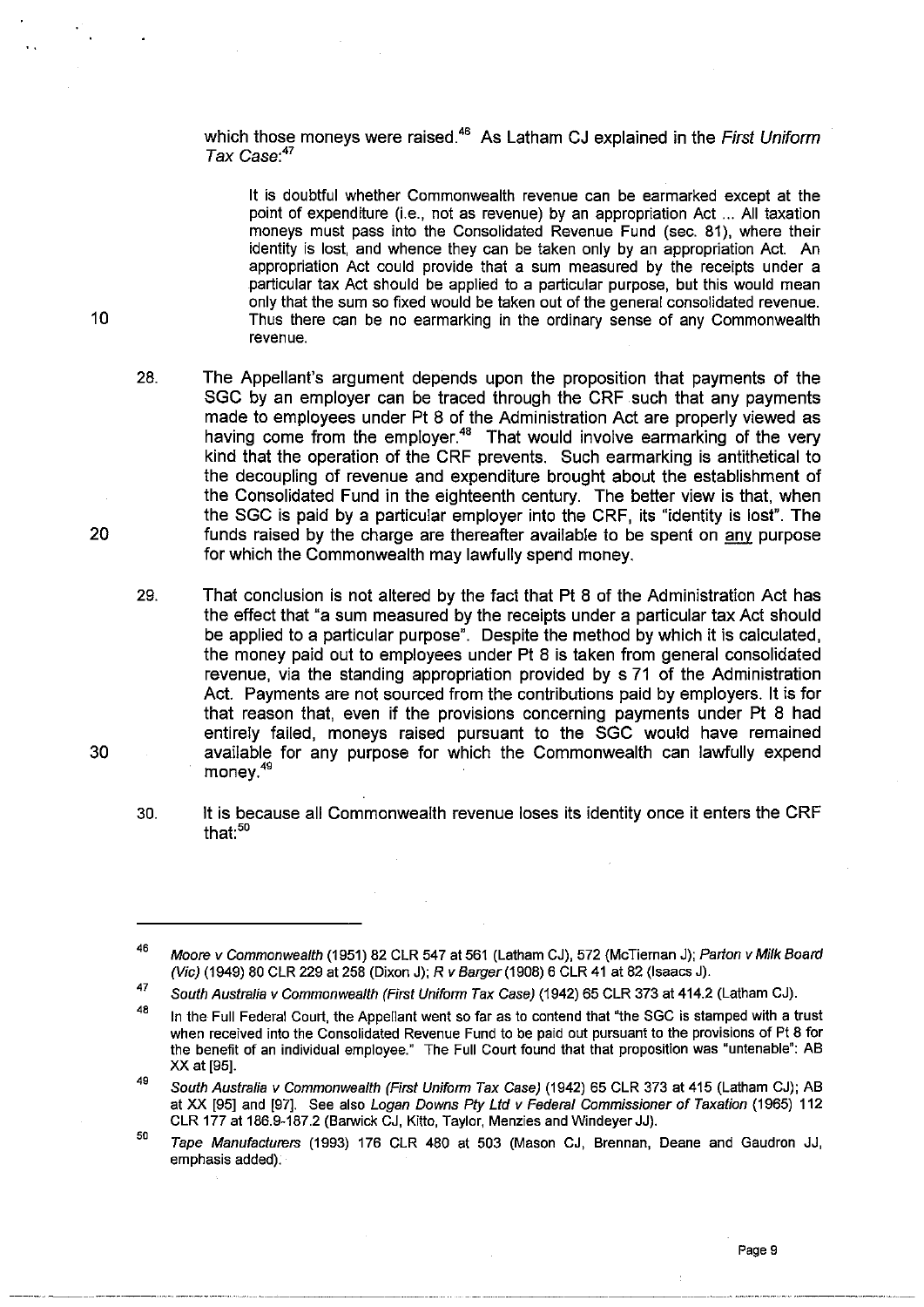which those moneys were raised.[46] As Latham CJ explained in the *First Uniform Tax Case*:[47]

> It is doubtful whether Commonwealth revenue can be earmarked except at the point of expenditure (i.e., not as revenue) by an appropriation Act ... All taxation moneys must pass into the Consolidated Revenue Fund (sec. 81), where their identity is lost, and whence they can be taken only by an appropriation Act. An appropriation Act could provide that a sum measured by the receipts under a particular tax Act should be applied to a particular purpose, but this would mean only that the sum so fixed would be taken out of the general consolidated revenue. Thus there can be no earmarking in the ordinary sense of any Commonwealth revenue.

28. The Appellant's argument depends upon the proposition that payments of the SGC by an employer can be traced through the CRF such that any payments made to employees under Pt 8 of the Administration Act are properly viewed as having come from the employer.[48] That would involve earmarking of the very kind that the operation of the CRF prevents. Such earmarking is antithetical to the decoupling of revenue and expenditure brought about the establishment of the Consolidated Fund in the eighteenth century. The better view is that, when the SGC is paid by a particular employer into the CRF, its "identity is lost". The funds raised by the charge are thereafter available to be spent on <u>any</u> purpose for which the Commonwealth may lawfully spend money.

29. That conclusion is not altered by the fact that Pt 8 of the Administration Act has the effect that "a sum measured by the receipts under a particular tax Act should be applied to a particular purpose". Despite the method by which it is calculated, the money paid out to employees under Pt 8 is taken from general consolidated revenue, via the standing appropriation provided by s 71 of the Administration Act. Payments are not sourced from the contributions paid by employers. It is for that reason that, even if the provisions concerning payments under Pt 8 had entirely failed, moneys raised pursuant to the SGC would have remained available for any purpose for which the Commonwealth can lawfully expend money.[49]

30. It is because all Commonwealth revenue loses its identity once it enters the CRF that:[50]

---

[46] *Moore v Commonwealth* (1951) 82 CLR 547 at 561 (Latham CJ), 572 (McTiernan J); *Parton v Milk Board (Vic)* (1949) 80 CLR 229 at 258 (Dixon J); *R v Barger* (1908) 6 CLR 41 at 82 (Isaacs J).

[47] *South Australia v Commonwealth (First Uniform Tax Case)* (1942) 65 CLR 373 at 414.2 (Latham CJ).

[48] In the Full Federal Court, the Appellant went so far as to contend that "the SGC is stamped with a trust when received into the Consolidated Revenue Fund to be paid out pursuant to the provisions of Pt 8 for the benefit of an individual employee." The Full Court found that that proposition was "untenable": AB XX at [95].

[49] *South Australia v Commonwealth (First Uniform Tax Case)* (1942) 65 CLR 373 at 415 (Latham CJ); AB at XX [95] and [97]. See also *Logan Downs Pty Ltd v Federal Commissioner of Taxation* (1965) 112 CLR 177 at 186.9-187.2 (Barwick CJ, Kitto, Taylor, Menzies and Windeyer JJ).

[50] *Tape Manufacturers* (1993) 176 CLR 480 at 503 (Mason CJ, Brennan, Deane and Gaudron JJ, emphasis added).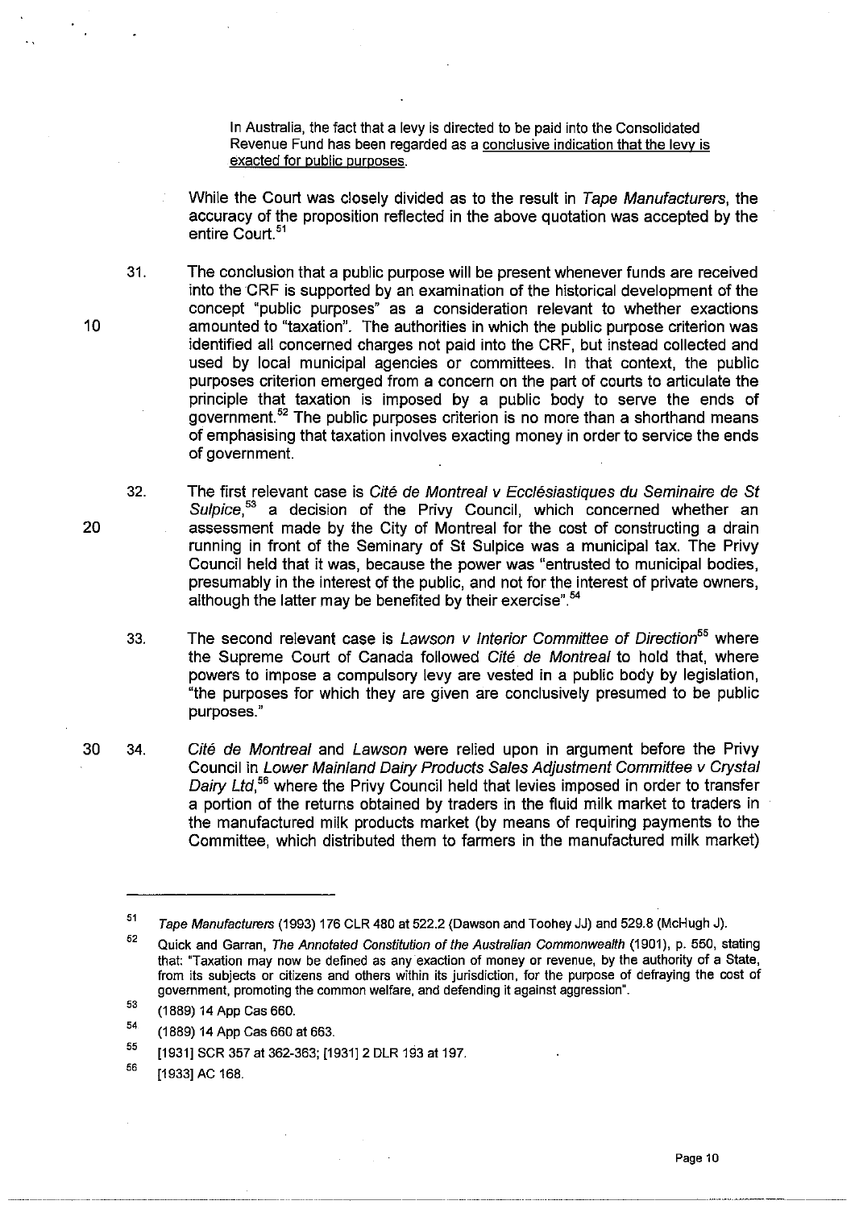> In Australia, the fact that a levy is directed to be paid into the Consolidated Revenue Fund has been regarded as a <u>conclusive indication that the levy is exacted for public purposes</u>.

While the Court was closely divided as to the result in *Tape Manufacturers*, the accuracy of the proposition reflected in the above quotation was accepted by the entire Court.[51]

31. The conclusion that a public purpose will be present whenever funds are received into the CRF is supported by an examination of the historical development of the concept "public purposes" as a consideration relevant to whether exactions amounted to "taxation". The authorities in which the public purpose criterion was identified all concerned charges not paid into the CRF, but instead collected and used by local municipal agencies or committees. In that context, the public purposes criterion emerged from a concern on the part of courts to articulate the principle that taxation is imposed by a public body to serve the ends of government.[52] The public purposes criterion is no more than a shorthand means of emphasising that taxation involves exacting money in order to service the ends of government.

32. The first relevant case is *Cité de Montreal v Ecclésiastiques du Seminaire de St Sulpice*,[53] a decision of the Privy Council, which concerned whether an assessment made by the City of Montreal for the cost of constructing a drain running in front of the Seminary of St Sulpice was a municipal tax. The Privy Council held that it was, because the power was "entrusted to municipal bodies, presumably in the interest of the public, and not for the interest of private owners, although the latter may be benefited by their exercise".[54]

33. The second relevant case is *Lawson v Interior Committee of Direction*[55] where the Supreme Court of Canada followed *Cité de Montreal* to hold that, where powers to impose a compulsory levy are vested in a public body by legislation, "the purposes for which they are given are conclusively presumed to be public purposes."

34. *Cité de Montreal* and *Lawson* were relied upon in argument before the Privy Council in *Lower Mainland Dairy Products Sales Adjustment Committee v Crystal Dairy Ltd*,[56] where the Privy Council held that levies imposed in order to transfer a portion of the returns obtained by traders in the fluid milk market to traders in the manufactured milk products market (by means of requiring payments to the Committee, which distributed them to farmers in the manufactured milk market)

---

[51] *Tape Manufacturers* (1993) 176 CLR 480 at 522.2 (Dawson and Toohey JJ) and 529.8 (McHugh J).

[52] Quick and Garran, *The Annotated Constitution of the Australian Commonwealth* (1901), p. 550, stating that: "Taxation may now be defined as any exaction of money or revenue, by the authority of a State, from its subjects or citizens and others within its jurisdiction, for the purpose of defraying the cost of government, promoting the common welfare, and defending it against aggression".

[53] (1889) 14 App Cas 660.

[54] (1889) 14 App Cas 660 at 663.

[55] [1931] SCR 357 at 362-363; [1931] 2 DLR 193 at 197.

[56] [1933] AC 168.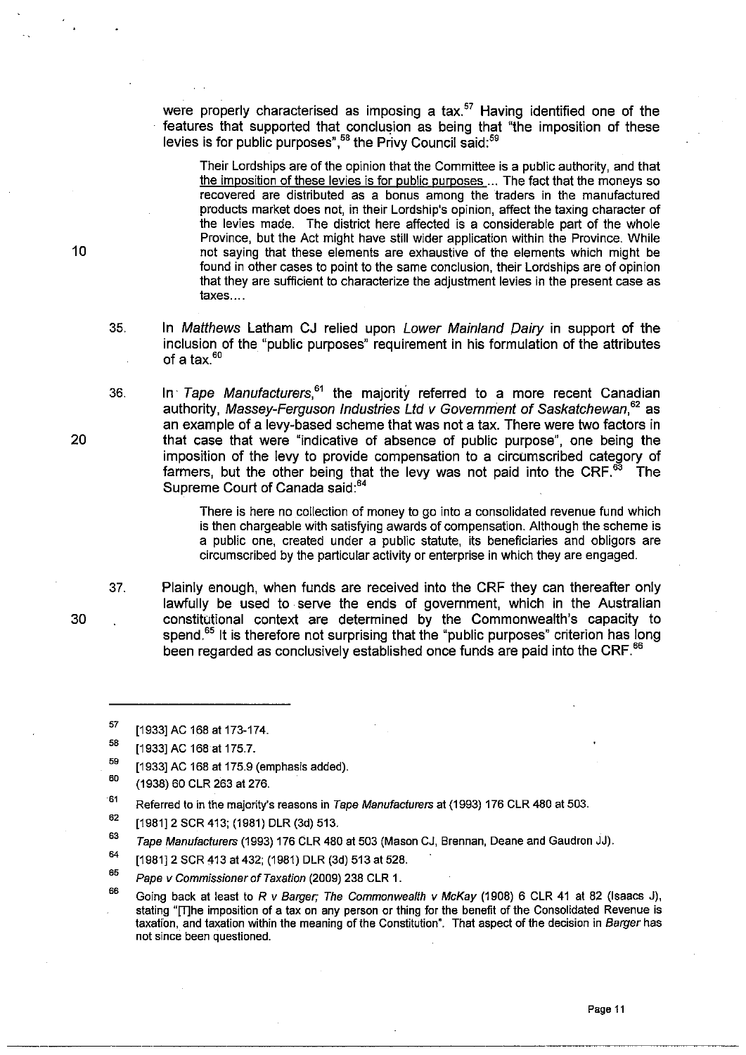were properly characterised as imposing a tax.[57] Having identified one of the features that supported that conclusion as being that "the imposition of these levies is for public purposes",[58] the Privy Council said:[59]

> Their Lordships are of the opinion that the Committee is a public authority, and that the imposition of these levies is for public purposes ... The fact that the moneys so recovered are distributed as a bonus among the traders in the manufactured products market does not, in their Lordship's opinion, affect the taxing character of the levies made. The district here affected is a considerable part of the whole Province, but the Act might have still wider application within the Province. While not saying that these elements are exhaustive of the elements which might be found in other cases to point to the same conclusion, their Lordships are of opinion that they are sufficient to characterize the adjustment levies in the present case as taxes....

35. In *Matthews* Latham CJ relied upon *Lower Mainland Dairy* in support of the inclusion of the "public purposes" requirement in his formulation of the attributes of a tax.[60]

36. In *Tape Manufacturers*,[61] the majority referred to a more recent Canadian authority, *Massey-Ferguson Industries Ltd v Government of Saskatchewan*,[62] as an example of a levy-based scheme that was not a tax. There were two factors in that case that were "indicative of absence of public purpose", one being the imposition of the levy to provide compensation to a circumscribed category of farmers, but the other being that the levy was not paid into the CRF.[63] The Supreme Court of Canada said:[64]

> There is here no collection of money to go into a consolidated revenue fund which is then chargeable with satisfying awards of compensation. Although the scheme is a public one, created under a public statute, its beneficiaries and obligors are circumscribed by the particular activity or enterprise in which they are engaged.

37. Plainly enough, when funds are received into the CRF they can thereafter only lawfully be used to serve the ends of government, which in the Australian constitutional context are determined by the Commonwealth's capacity to spend.[65] It is therefore not surprising that the "public purposes" criterion has long been regarded as conclusively established once funds are paid into the CRF.[66]

---

57. [1933] AC 168 at 173-174.
58. [1933] AC 168 at 175.7.
59. [1933] AC 168 at 175.9 (emphasis added).
60. (1938) 60 CLR 263 at 276.
61. Referred to in the majority's reasons in *Tape Manufacturers* at (1993) 176 CLR 480 at 503.
62. [1981] 2 SCR 413; (1981) DLR (3d) 513.
63. *Tape Manufacturers* (1993) 176 CLR 480 at 503 (Mason CJ, Brennan, Deane and Gaudron JJ).
64. [1981] 2 SCR 413 at 432; (1981) DLR (3d) 513 at 528.
65. *Pape v Commissioner of Taxation* (2009) 238 CLR 1.
66. Going back at least to *R v Barger; The Commonwealth v McKay* (1908) 6 CLR 41 at 82 (Isaacs J), stating "[T]he imposition of a tax on any person or thing for the benefit of the Consolidated Revenue is taxation, and taxation within the meaning of the Constitution". That aspect of the decision in *Barger* has not since been questioned.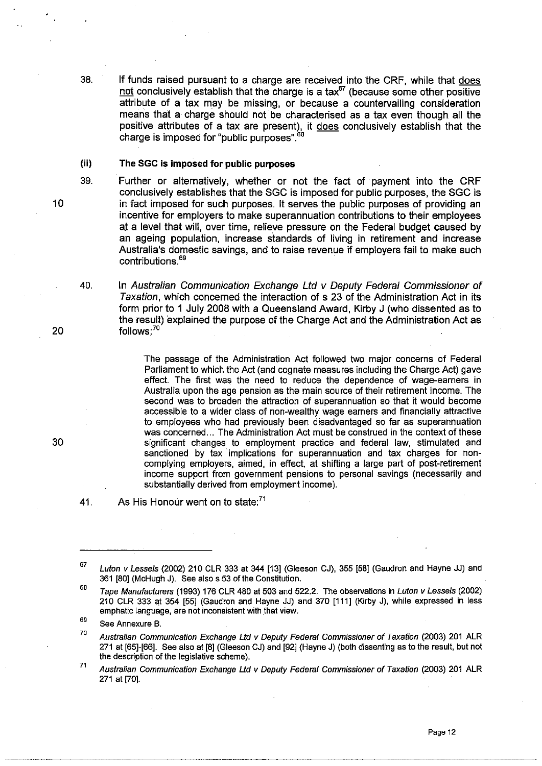38. If funds raised pursuant to a charge are received into the CRF, while that <u>does not</u> conclusively establish that the charge is a tax[67] (because some other positive attribute of a tax may be missing, or because a countervailing consideration means that a charge should not be characterised as a tax even though all the positive attributes of a tax are present), it <u>does</u> conclusively establish that the charge is imposed for "public purposes".[68]

**(ii) The SGC is imposed for public purposes**

39. Further or alternatively, whether or not the fact of payment into the CRF conclusively establishes that the SGC is imposed for public purposes, the SGC is in fact imposed for such purposes. It serves the public purposes of providing an incentive for employers to make superannuation contributions to their employees at a level that will, over time, relieve pressure on the Federal budget caused by an ageing population, increase standards of living in retirement and increase Australia's domestic savings, and to raise revenue if employers fail to make such contributions.[69]

40. In *Australian Communication Exchange Ltd v Deputy Federal Commissioner of Taxation*, which concerned the interaction of s 23 of the Administration Act in its form prior to 1 July 2008 with a Queensland Award, Kirby J (who dissented as to the result) explained the purpose of the Charge Act and the Administration Act as follows:[70]

> The passage of the Administration Act followed two major concerns of Federal Parliament to which the Act (and cognate measures including the Charge Act) gave effect. The first was the need to reduce the dependence of wage-earners in Australia upon the age pension as the main source of their retirement income. The second was to broaden the attraction of superannuation so that it would become accessible to a wider class of non-wealthy wage earners and financially attractive to employees who had previously been disadvantaged so far as superannuation was concerned... The Administration Act must be construed in the context of these significant changes to employment practice and federal law, stimulated and sanctioned by tax implications for superannuation and tax charges for non-complying employers, aimed, in effect, at shifting a large part of post-retirement income support from government pensions to personal savings (necessarily and substantially derived from employment income).

41. As His Honour went on to state:[71]

---

[67] *Luton v Lessels* (2002) 210 CLR 333 at 344 [13] (Gleeson CJ), 355 [58] (Gaudron and Hayne JJ) and 361 [80] (McHugh J). See also s 53 of the Constitution.

[68] *Tape Manufacturers* (1993) 176 CLR 480 at 503 and 522.2. The observations in *Luton v Lessels* (2002) 210 CLR 333 at 354 [55] (Gaudron and Hayne JJ) and 370 [111] (Kirby J), while expressed in less emphatic language, are not inconsistent with that view.

[69] See Annexure B.

[70] *Australian Communication Exchange Ltd v Deputy Federal Commissioner of Taxation* (2003) 201 ALR 271 at [65]-[66]. See also at [8] (Gleeson CJ) and [92] (Hayne J) (both dissenting as to the result, but not the description of the legislative scheme).

[71] *Australian Communication Exchange Ltd v Deputy Federal Commissioner of Taxation* (2003) 201 ALR 271 at [70].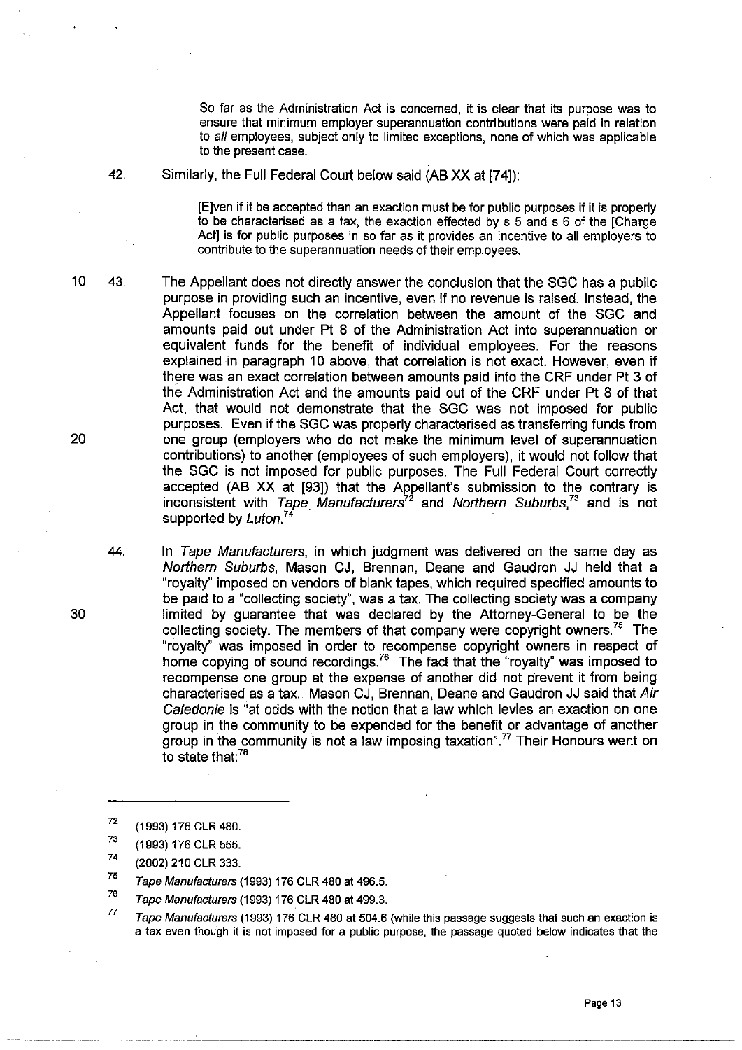So far as the Administration Act is concerned, it is clear that its purpose was to ensure that minimum employer superannuation contributions were paid in relation to *all* employees, subject only to limited exceptions, none of which was applicable to the present case.

42. Similarly, the Full Federal Court below said (AB XX at [74]):

> [E]ven if it be accepted than an exaction must be for public purposes if it is properly to be characterised as a tax, the exaction effected by s 5 and s 6 of the [Charge Act] is for public purposes in so far as it provides an incentive to all employers to contribute to the superannuation needs of their employees.

43. The Appellant does not directly answer the conclusion that the SGC has a public purpose in providing such an incentive, even if no revenue is raised. Instead, the Appellant focuses on the correlation between the amount of the SGC and amounts paid out under Pt 8 of the Administration Act into superannuation or equivalent funds for the benefit of individual employees. For the reasons explained in paragraph 10 above, that correlation is not exact. However, even if there was an exact correlation between amounts paid into the CRF under Pt 3 of the Administration Act and the amounts paid out of the CRF under Pt 8 of that Act, that would not demonstrate that the SGC was not imposed for public purposes. Even if the SGC was properly characterised as transferring funds from one group (employers who do not make the minimum level of superannuation contributions) to another (employees of such employers), it would not follow that the SGC is not imposed for public purposes. The Full Federal Court correctly accepted (AB XX at [93]) that the Appellant's submission to the contrary is inconsistent with *Tape Manufacturers*[72] and *Northern Suburbs*,[73] and is not supported by *Luton*.[74]

44. In *Tape Manufacturers*, in which judgment was delivered on the same day as *Northern Suburbs*, Mason CJ, Brennan, Deane and Gaudron JJ held that a "royalty" imposed on vendors of blank tapes, which required specified amounts to be paid to a "collecting society", was a tax. The collecting society was a company limited by guarantee that was declared by the Attorney-General to be the collecting society. The members of that company were copyright owners.[75] The "royalty" was imposed in order to recompense copyright owners in respect of home copying of sound recordings.[76] The fact that the "royalty" was imposed to recompense one group at the expense of another did not prevent it from being characterised as a tax. Mason CJ, Brennan, Deane and Gaudron JJ said that *Air Caledonie* is "at odds with the notion that a law which levies an exaction on one group in the community to be expended for the benefit or advantage of another group in the community is not a law imposing taxation".[77] Their Honours went on to state that:[78]

---

72 (1993) 176 CLR 480.

73 (1993) 176 CLR 555.

74 (2002) 210 CLR 333.

75 *Tape Manufacturers* (1993) 176 CLR 480 at 496.5.

76 *Tape Manufacturers* (1993) 176 CLR 480 at 499.3.

77 *Tape Manufacturers* (1993) 176 CLR 480 at 504.6 (while this passage suggests that such an exaction is a tax even though it is not imposed for a public purpose, the passage quoted below indicates that the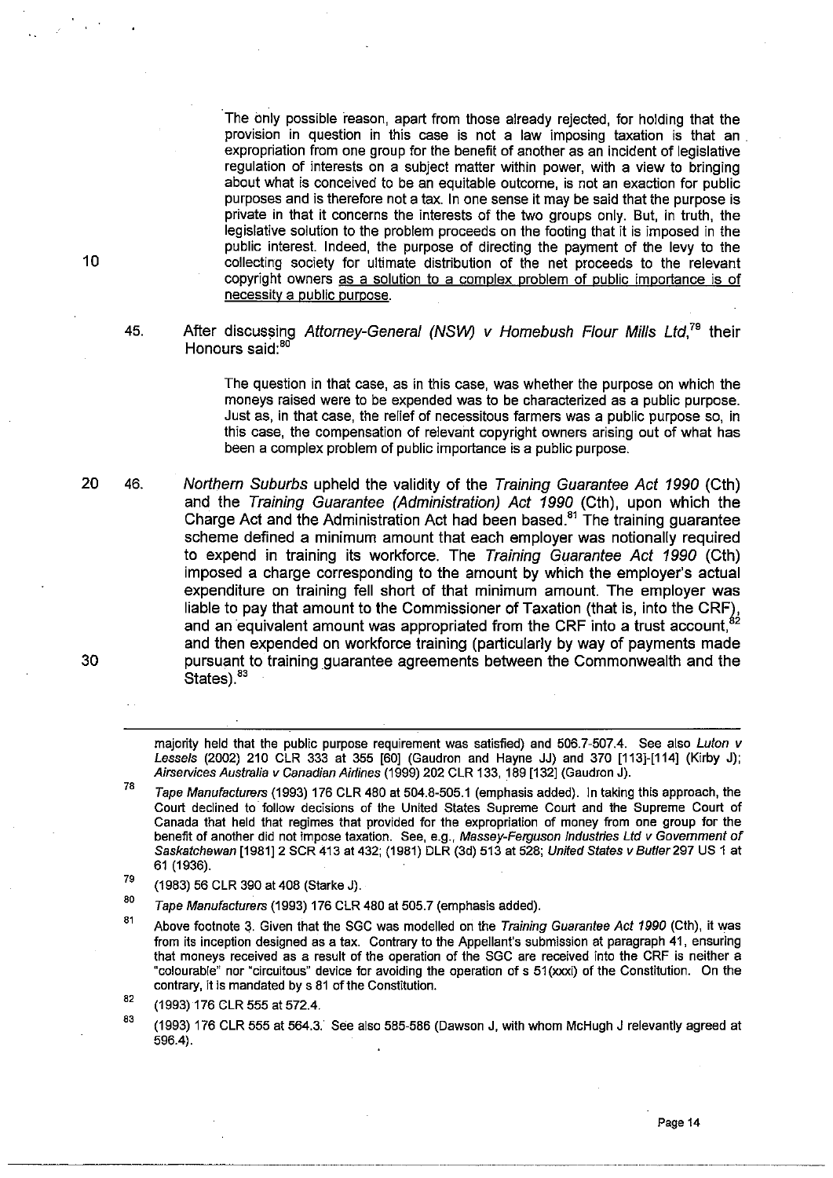> The only possible reason, apart from those already rejected, for holding that the provision in question in this case is not a law imposing taxation is that an expropriation from one group for the benefit of another as an incident of legislative regulation of interests on a subject matter within power, with a view to bringing about what is conceived to be an equitable outcome, is not an exaction for public purposes and is therefore not a tax. In one sense it may be said that the purpose is private in that it concerns the interests of the two groups only. But, in truth, the legislative solution to the problem proceeds on the footing that it is imposed in the public interest. Indeed, the purpose of directing the payment of the levy to the collecting society for ultimate distribution of the net proceeds to the relevant copyright owners <u>as a solution to a complex problem of public importance is of necessity a public purpose</u>.

45. After discussing *Attorney-General (NSW) v Homebush Flour Mills Ltd*,[79] their Honours said:[80]

> The question in that case, as in this case, was whether the purpose on which the moneys raised were to be expended was to be characterized as a public purpose. Just as, in that case, the relief of necessitous farmers was a public purpose so, in this case, the compensation of relevant copyright owners arising out of what has been a complex problem of public importance is a public purpose.

46. *Northern Suburbs* upheld the validity of the *Training Guarantee Act 1990* (Cth) and the *Training Guarantee (Administration) Act 1990* (Cth), upon which the Charge Act and the Administration Act had been based.[81] The training guarantee scheme defined a minimum amount that each employer was notionally required to expend in training its workforce. The *Training Guarantee Act 1990* (Cth) imposed a charge corresponding to the amount by which the employer's actual expenditure on training fell short of that minimum amount. The employer was liable to pay that amount to the Commissioner of Taxation (that is, into the CRF), and an equivalent amount was appropriated from the CRF into a trust account,[82] and then expended on workforce training (particularly by way of payments made pursuant to training guarantee agreements between the Commonwealth and the States).[83]

---

majority held that the public purpose requirement was satisfied) and 506.7-507.4. See also *Luton v Lessels* (2002) 210 CLR 333 at 355 [60] (Gaudron and Hayne JJ) and 370 [113]-[114] (Kirby J); *Airservices Australia v Canadian Airlines* (1999) 202 CLR 133, 189 [132] (Gaudron J).

[78] *Tape Manufacturers* (1993) 176 CLR 480 at 504.8-505.1 (emphasis added). In taking this approach, the Court declined to follow decisions of the United States Supreme Court and the Supreme Court of Canada that held that regimes that provided for the expropriation of money from one group for the benefit of another did not impose taxation. See, e.g., *Massey-Ferguson Industries Ltd v Government of Saskatchewan* [1981] 2 SCR 413 at 432; (1981) DLR (3d) 513 at 528; *United States v Butler* 297 US 1 at 61 (1936).

[79] (1983) 56 CLR 390 at 408 (Starke J).

[80] *Tape Manufacturers* (1993) 176 CLR 480 at 505.7 (emphasis added).

[81] Above footnote 3. Given that the SGC was modelled on the *Training Guarantee Act 1990* (Cth), it was from its inception designed as a tax. Contrary to the Appellant's submission at paragraph 41, ensuring that moneys received as a result of the operation of the SGC are received into the CRF is neither a "colourable" nor "circuitous" device for avoiding the operation of s 51(xxxi) of the Constitution. On the contrary, it is mandated by s 81 of the Constitution.

[82] (1993) 176 CLR 555 at 572.4.

[83] (1993) 176 CLR 555 at 564.3. See also 585-586 (Dawson J, with whom McHugh J relevantly agreed at 596.4).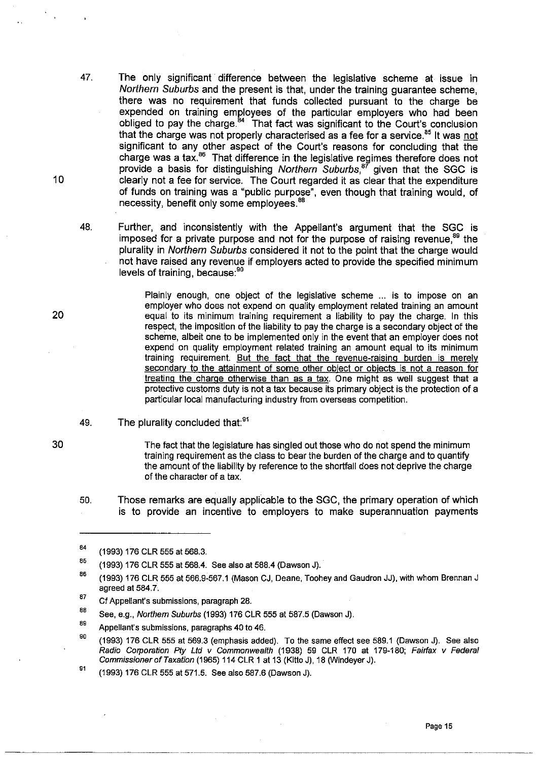47. The only significant difference between the legislative scheme at issue in *Northern Suburbs* and the present is that, under the training guarantee scheme, there was no requirement that funds collected pursuant to the charge be expended on training employees of the particular employers who had been obliged to pay the charge.[84] That fact was significant to the Court's conclusion that the charge was not properly characterised as a fee for a service.[85] It was <u>not</u> significant to any other aspect of the Court's reasons for concluding that the charge was a tax.[86] That difference in the legislative regimes therefore does not provide a basis for distinguishing *Northern Suburbs*,[87] given that the SGC is clearly not a fee for service. The Court regarded it as clear that the expenditure of funds on training was a "public purpose", even though that training would, of necessity, benefit only some employees.[88]

48. Further, and inconsistently with the Appellant's argument that the SGC is imposed for a private purpose and not for the purpose of raising revenue,[89] the plurality in *Northern Suburbs* considered it not to the point that the charge would not have raised any revenue if employers acted to provide the specified minimum levels of training, because:[90]

> Plainly enough, one object of the legislative scheme ... is to impose on an employer who does not expend on quality employment related training an amount equal to its minimum training requirement a liability to pay the charge. In this respect, the imposition of the liability to pay the charge is a secondary object of the scheme, albeit one to be implemented only in the event that an employer does not expend on quality employment related training an amount equal to its minimum training requirement. <u>But the fact that the revenue-raising burden is merely secondary to the attainment of some other object or objects is not a reason for treating the charge otherwise than as a tax</u>. One might as well suggest that a protective customs duty is not a tax because its primary object is the protection of a particular local manufacturing industry from overseas competition.

49. The plurality concluded that:[91]

> The fact that the legislature has singled out those who do not spend the minimum training requirement as the class to bear the burden of the charge and to quantify the amount of the liability by reference to the shortfall does not deprive the charge of the character of a tax.

50. Those remarks are equally applicable to the SGC, the primary operation of which is to provide an incentive to employers to make superannuation payments

---

[84] (1993) 176 CLR 555 at 568.3.

[85] (1993) 176 CLR 555 at 568.4. See also at 588.4 (Dawson J).

[86] (1993) 176 CLR 555 at 566.9-567.1 (Mason CJ, Deane, Toohey and Gaudron JJ), with whom Brennan J agreed at 584.7.

[87] Cf Appellant's submissions, paragraph 28.

[88] See, e.g., *Northern Suburbs* (1993) 176 CLR 555 at 587.5 (Dawson J).

[89] Appellant's submissions, paragraphs 40 to 46.

[90] (1993) 176 CLR 555 at 569.3 (emphasis added). To the same effect see 589.1 (Dawson J). See also *Radio Corporation Pty Ltd v Commonwealth* (1938) 59 CLR 170 at 179-180; *Fairfax v Federal Commissioner of Taxation* (1965) 114 CLR 1 at 13 (Kitto J), 18 (Windeyer J).

[91] (1993) 176 CLR 555 at 571.5. See also 587.6 (Dawson J).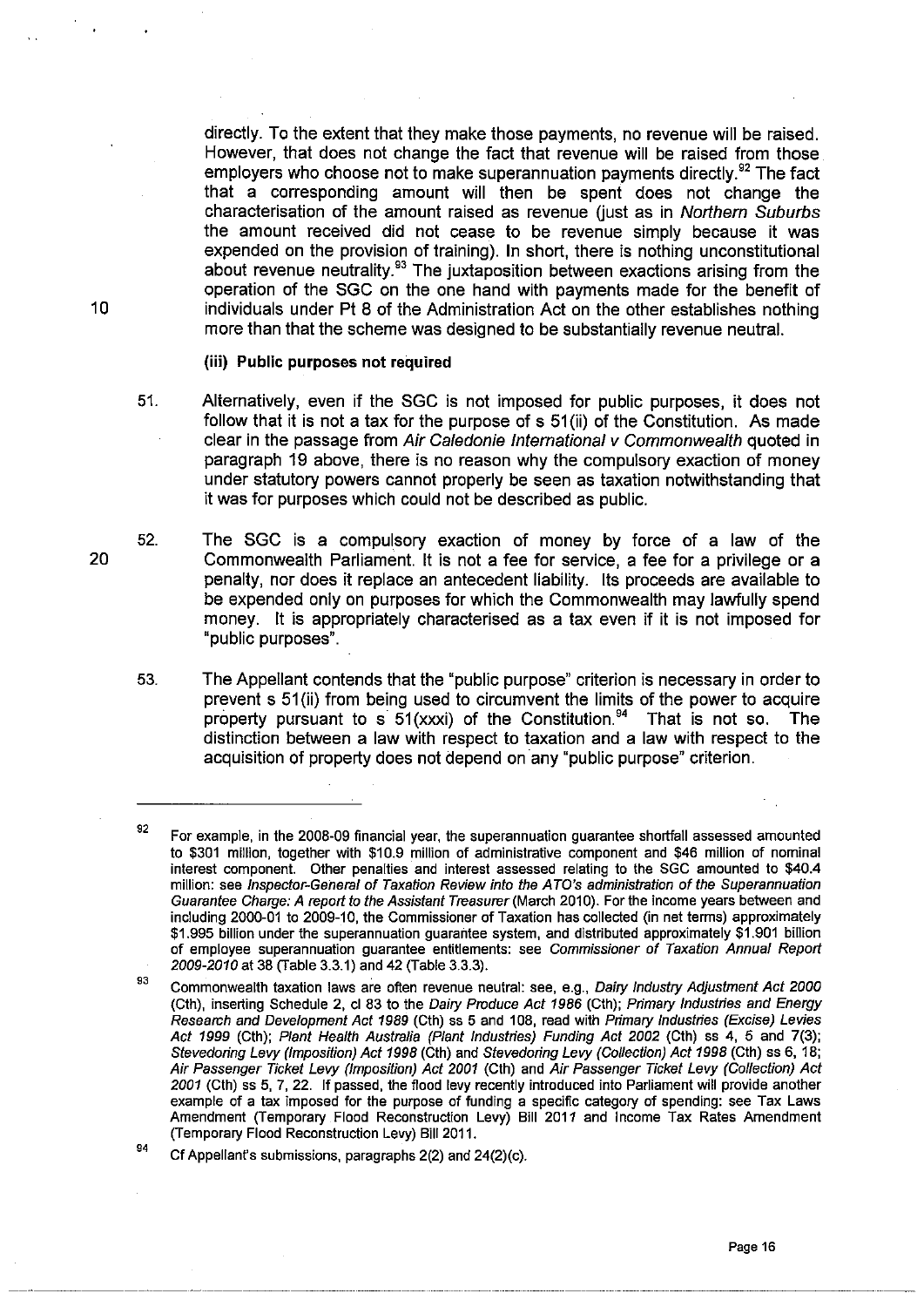directly. To the extent that they make those payments, no revenue will be raised. However, that does not change the fact that revenue will be raised from those employers who choose not to make superannuation payments directly.[92] The fact that a corresponding amount will then be spent does not change the characterisation of the amount raised as revenue (just as in *Northern Suburbs* the amount received did not cease to be revenue simply because it was expended on the provision of training). In short, there is nothing unconstitutional about revenue neutrality.[93] The juxtaposition between exactions arising from the operation of the SGC on the one hand with payments made for the benefit of individuals under Pt 8 of the Administration Act on the other establishes nothing more than that the scheme was designed to be substantially revenue neutral.

**(iii) Public purposes not required**

51. Alternatively, even if the SGC is not imposed for public purposes, it does not follow that it is not a tax for the purpose of s 51(ii) of the Constitution. As made clear in the passage from *Air Caledonie International v Commonwealth* quoted in paragraph 19 above, there is no reason why the compulsory exaction of money under statutory powers cannot properly be seen as taxation notwithstanding that it was for purposes which could not be described as public.

52. The SGC is a compulsory exaction of money by force of a law of the Commonwealth Parliament. It is not a fee for service, a fee for a privilege or a penalty, nor does it replace an antecedent liability. Its proceeds are available to be expended only on purposes for which the Commonwealth may lawfully spend money. It is appropriately characterised as a tax even if it is not imposed for "public purposes".

53. The Appellant contends that the "public purpose" criterion is necessary in order to prevent s 51(ii) from being used to circumvent the limits of the power to acquire property pursuant to s 51(xxxi) of the Constitution.[94] That is not so. The distinction between a law with respect to taxation and a law with respect to the acquisition of property does not depend on any "public purpose" criterion.

---

[92] For example, in the 2008-09 financial year, the superannuation guarantee shortfall assessed amounted to $301 million, together with $10.9 million of administrative component and $46 million of nominal interest component. Other penalties and interest assessed relating to the SGC amounted to $40.4 million: see *Inspector-General of Taxation Review into the ATO's administration of the Superannuation Guarantee Charge: A report to the Assistant Treasurer* (March 2010). For the income years between and including 2000-01 to 2009-10, the Commissioner of Taxation has collected (in net terms) approximately $1.995 billion under the superannuation guarantee system, and distributed approximately $1.901 billion of employee superannuation guarantee entitlements: see *Commissioner of Taxation Annual Report 2009-2010* at 38 (Table 3.3.1) and 42 (Table 3.3.3).

[93] Commonwealth taxation laws are often revenue neutral: see, e.g., *Dairy Industry Adjustment Act 2000* (Cth), inserting Schedule 2, cl 83 to the *Dairy Produce Act 1986* (Cth); *Primary Industries and Energy Research and Development Act 1989* (Cth) ss 5 and 108, read with *Primary Industries (Excise) Levies Act 1999* (Cth); *Plant Health Australia (Plant Industries) Funding Act 2002* (Cth) ss 4, 5 and 7(3); *Stevedoring Levy (Imposition) Act 1998* (Cth) and *Stevedoring Levy (Collection) Act 1998* (Cth) ss 6, 18; *Air Passenger Ticket Levy (Imposition) Act 2001* (Cth) and *Air Passenger Ticket Levy (Collection) Act 2001* (Cth) ss 5, 7, 22. If passed, the flood levy recently introduced into Parliament will provide another example of a tax imposed for the purpose of funding a specific category of spending: see Tax Laws Amendment (Temporary Flood Reconstruction Levy) Bill 2011 and Income Tax Rates Amendment (Temporary Flood Reconstruction Levy) Bill 2011.

[94] Cf Appellant's submissions, paragraphs 2(2) and 24(2)(c).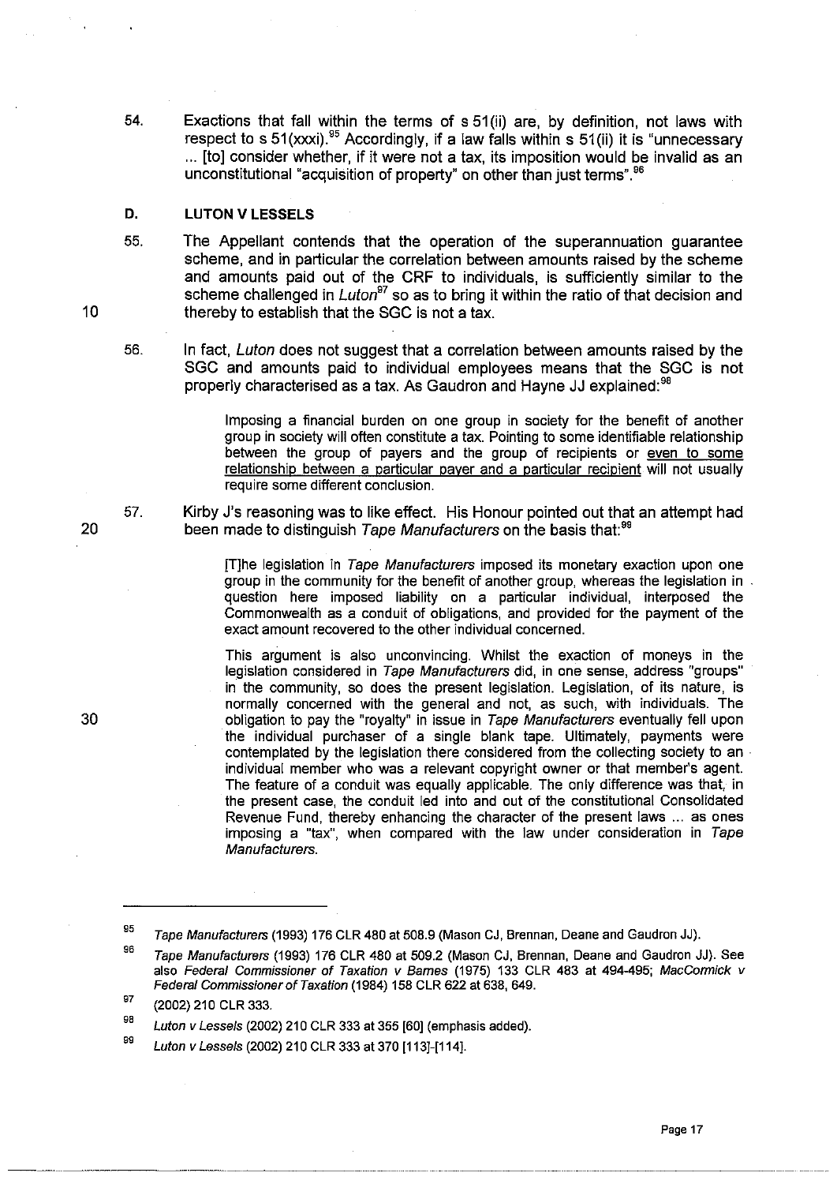54. Exactions that fall within the terms of s 51(ii) are, by definition, not laws with respect to s 51(xxxi).[95] Accordingly, if a law falls within s 51(ii) it is "unnecessary ... [to] consider whether, if it were not a tax, its imposition would be invalid as an unconstitutional "acquisition of property" on other than just terms".[96]

## D. LUTON V LESSELS

55. The Appellant contends that the operation of the superannuation guarantee scheme, and in particular the correlation between amounts raised by the scheme and amounts paid out of the CRF to individuals, is sufficiently similar to the scheme challenged in *Luton*[97] so as to bring it within the ratio of that decision and thereby to establish that the SGC is not a tax.

56. In fact, *Luton* does not suggest that a correlation between amounts raised by the SGC and amounts paid to individual employees means that the SGC is not properly characterised as a tax. As Gaudron and Hayne JJ explained:[98]

> Imposing a financial burden on one group in society for the benefit of another group in society will often constitute a tax. Pointing to some identifiable relationship between the group of payers and the group of recipients or <u>even to some relationship between a particular payer and a particular recipient</u> will not usually require some different conclusion.

57. Kirby J's reasoning was to like effect. His Honour pointed out that an attempt had been made to distinguish *Tape Manufacturers* on the basis that:[99]

> [T]he legislation in *Tape Manufacturers* imposed its monetary exaction upon one group in the community for the benefit of another group, whereas the legislation in question here imposed liability on a particular individual, interposed the Commonwealth as a conduit of obligations, and provided for the payment of the exact amount recovered to the other individual concerned.
>
> This argument is also unconvincing. Whilst the exaction of moneys in the legislation considered in *Tape Manufacturers* did, in one sense, address "groups" in the community, so does the present legislation. Legislation, of its nature, is normally concerned with the general and not, as such, with individuals. The obligation to pay the "royalty" in issue in *Tape Manufacturers* eventually fell upon the individual purchaser of a single blank tape. Ultimately, payments were contemplated by the legislation there considered from the collecting society to an individual member who was a relevant copyright owner or that member's agent. The feature of a conduit was equally applicable. The only difference was that, in the present case, the conduit led into and out of the constitutional Consolidated Revenue Fund, thereby enhancing the character of the present laws ... as ones imposing a "tax", when compared with the law under consideration in *Tape Manufacturers*.

---

[95] *Tape Manufacturers* (1993) 176 CLR 480 at 508.9 (Mason CJ, Brennan, Deane and Gaudron JJ).

[96] *Tape Manufacturers* (1993) 176 CLR 480 at 509.2 (Mason CJ, Brennan, Deane and Gaudron JJ). See also *Federal Commissioner of Taxation v Barnes* (1975) 133 CLR 483 at 494-495; *MacCormick v Federal Commissioner of Taxation* (1984) 158 CLR 622 at 638, 649.

[97] (2002) 210 CLR 333.

[98] *Luton v Lessels* (2002) 210 CLR 333 at 355 [60] (emphasis added).

[99] *Luton v Lessels* (2002) 210 CLR 333 at 370 [113]-[114].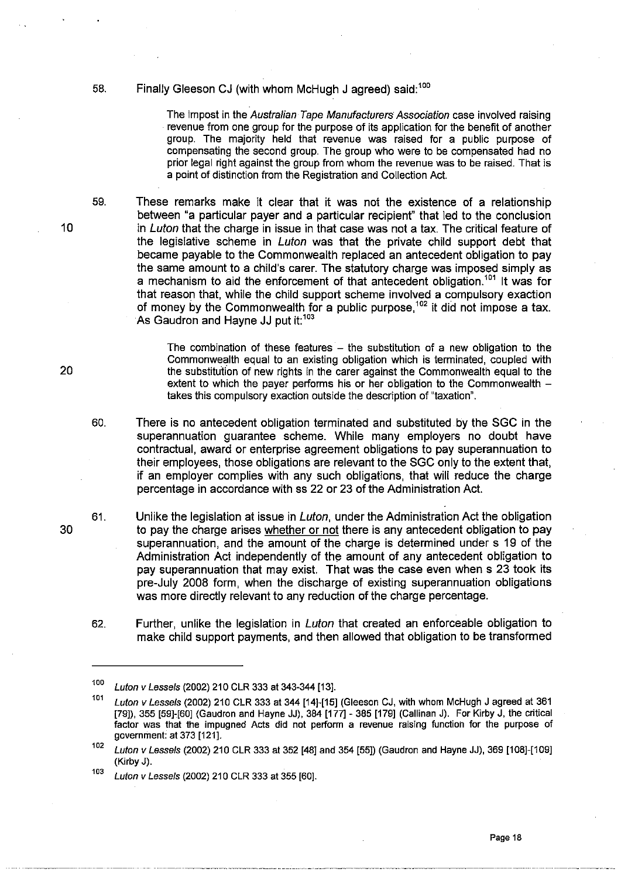58. Finally Gleeson CJ (with whom McHugh J agreed) said:[100]

> The impost in the *Australian Tape Manufacturers Association* case involved raising revenue from one group for the purpose of its application for the benefit of another group. The majority held that revenue was raised for a public purpose of compensating the second group. The group who were to be compensated had no prior legal right against the group from whom the revenue was to be raised. That is a point of distinction from the Registration and Collection Act.

59. These remarks make it clear that it was not the existence of a relationship between "a particular payer and a particular recipient" that led to the conclusion in *Luton* that the charge in issue in that case was not a tax. The critical feature of the legislative scheme in *Luton* was that the private child support debt that became payable to the Commonwealth replaced an antecedent obligation to pay the same amount to a child's carer. The statutory charge was imposed simply as a mechanism to aid the enforcement of that antecedent obligation.[101] It was for that reason that, while the child support scheme involved a compulsory exaction of money by the Commonwealth for a public purpose,[102] it did not impose a tax. As Gaudron and Hayne JJ put it:[103]

> The combination of these features – the substitution of a new obligation to the Commonwealth equal to an existing obligation which is terminated, coupled with the substitution of new rights in the carer against the Commonwealth equal to the extent to which the payer performs his or her obligation to the Commonwealth – takes this compulsory exaction outside the description of "taxation".

60. There is no antecedent obligation terminated and substituted by the SGC in the superannuation guarantee scheme. While many employers no doubt have contractual, award or enterprise agreement obligations to pay superannuation to their employees, those obligations are relevant to the SGC only to the extent that, if an employer complies with any such obligations, that will reduce the charge percentage in accordance with ss 22 or 23 of the Administration Act.

61. Unlike the legislation at issue in *Luton*, under the Administration Act the obligation to pay the charge arises <u>whether or not</u> there is any antecedent obligation to pay superannuation, and the amount of the charge is determined under s 19 of the Administration Act independently of the amount of any antecedent obligation to pay superannuation that may exist. That was the case even when s 23 took its pre-July 2008 form, when the discharge of existing superannuation obligations was more directly relevant to any reduction of the charge percentage.

62. Further, unlike the legislation in *Luton* that created an enforceable obligation to make child support payments, and then allowed that obligation to be transformed

---

[100] *Luton v Lessels* (2002) 210 CLR 333 at 343-344 [13].

[101] *Luton v Lessels* (2002) 210 CLR 333 at 344 [14]-[15] (Gleeson CJ, with whom McHugh J agreed at 361 [79]), 355 [59]-[60] (Gaudron and Hayne JJ), 384 [177] - 385 [179] (Callinan J). For Kirby J, the critical factor was that the impugned Acts did not perform a revenue raising function for the purpose of government: at 373 [121].

[102] *Luton v Lessels* (2002) 210 CLR 333 at 352 [48] and 354 [55]) (Gaudron and Hayne JJ), 369 [108]-[109] (Kirby J).

[103] *Luton v Lessels* (2002) 210 CLR 333 at 355 [60].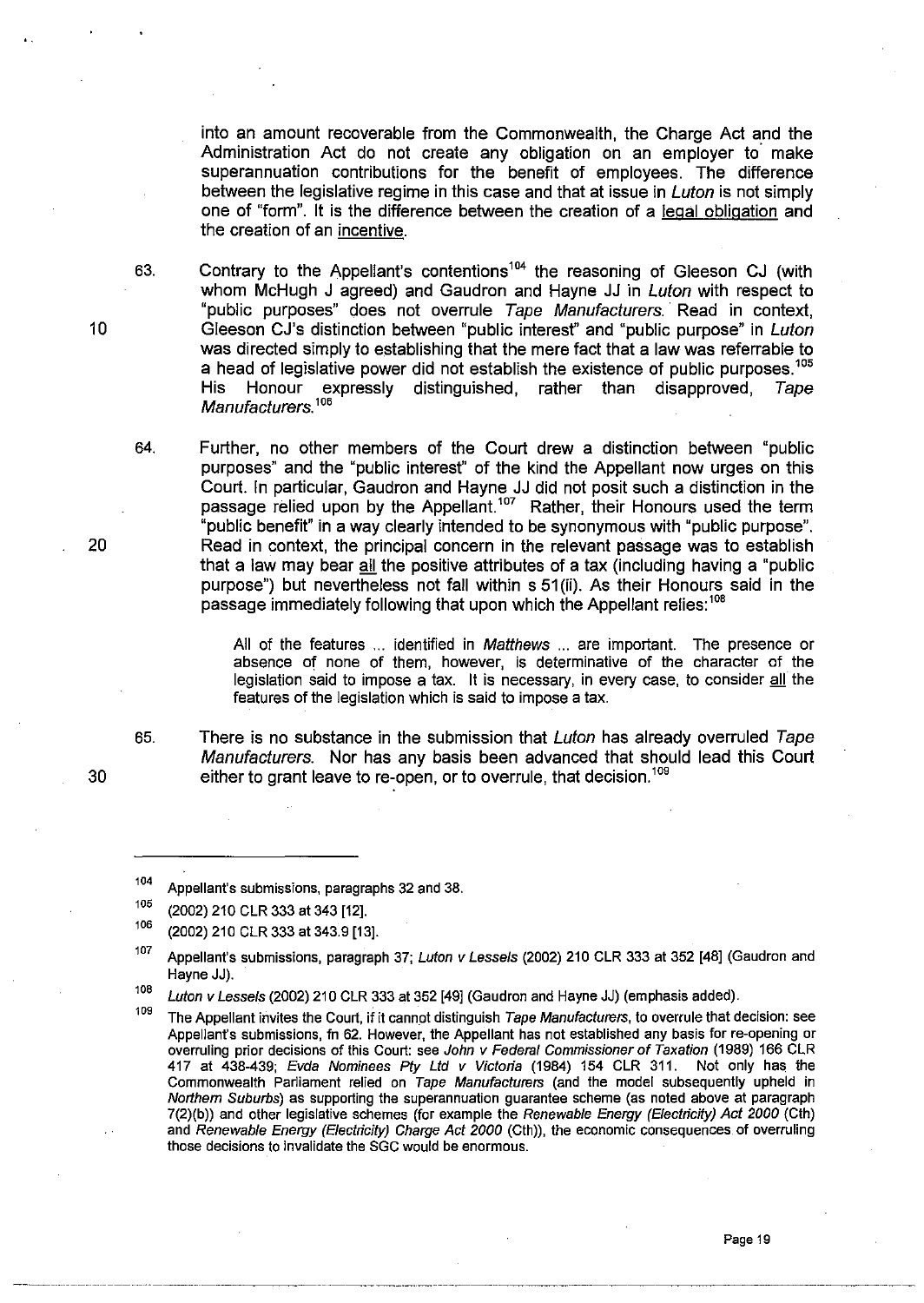into an amount recoverable from the Commonwealth, the Charge Act and the Administration Act do not create any obligation on an employer to make superannuation contributions for the benefit of employees. The difference between the legislative regime in this case and that at issue in *Luton* is not simply one of "form". It is the difference between the creation of a legal obligation and the creation of an incentive.

63. Contrary to the Appellant's contentions[104] the reasoning of Gleeson CJ (with whom McHugh J agreed) and Gaudron and Hayne JJ in *Luton* with respect to "public purposes" does not overrule *Tape Manufacturers*. Read in context, Gleeson CJ's distinction between "public interest" and "public purpose" in *Luton* was directed simply to establishing that the mere fact that a law was referrable to a head of legislative power did not establish the existence of public purposes.[105] His Honour expressly distinguished, rather than disapproved, *Tape Manufacturers*.[106]

64. Further, no other members of the Court drew a distinction between "public purposes" and the "public interest" of the kind the Appellant now urges on this Court. In particular, Gaudron and Hayne JJ did not posit such a distinction in the passage relied upon by the Appellant.[107] Rather, their Honours used the term "public benefit" in a way clearly intended to be synonymous with "public purpose". Read in context, the principal concern in the relevant passage was to establish that a law may bear all the positive attributes of a tax (including having a "public purpose") but nevertheless not fall within s 51(ii). As their Honours said in the passage immediately following that upon which the Appellant relies:[108]

> All of the features ... identified in *Matthews* ... are important. The presence or absence of none of them, however, is determinative of the character of the legislation said to impose a tax. It is necessary, in every case, to consider all the features of the legislation which is said to impose a tax.

65. There is no substance in the submission that *Luton* has already overruled *Tape Manufacturers*. Nor has any basis been advanced that should lead this Court either to grant leave to re-open, or to overrule, that decision.[109]

---

[104] Appellant's submissions, paragraphs 32 and 38.

[105] (2002) 210 CLR 333 at 343 [12].

[106] (2002) 210 CLR 333 at 343.9 [13].

[107] Appellant's submissions, paragraph 37; *Luton v Lessels* (2002) 210 CLR 333 at 352 [48] (Gaudron and Hayne JJ).

[108] *Luton v Lessels* (2002) 210 CLR 333 at 352 [49] (Gaudron and Hayne JJ) (emphasis added).

[109] The Appellant invites the Court, if it cannot distinguish *Tape Manufacturers*, to overrule that decision: see Appellant's submissions, fn 62. However, the Appellant has not established any basis for re-opening or overruling prior decisions of this Court: see *John v Federal Commissioner of Taxation* (1989) 166 CLR 417 at 438-439; *Evda Nominees Pty Ltd v Victoria* (1984) 154 CLR 311. Not only has the Commonwealth Parliament relied on *Tape Manufacturers* (and the model subsequently upheld in *Northern Suburbs*) as supporting the superannuation guarantee scheme (as noted above at paragraph 7(2)(b)) and other legislative schemes (for example the *Renewable Energy (Electricity) Act 2000* (Cth) and *Renewable Energy (Electricity) Charge Act 2000* (Cth)), the economic consequences of overruling those decisions to invalidate the SGC would be enormous.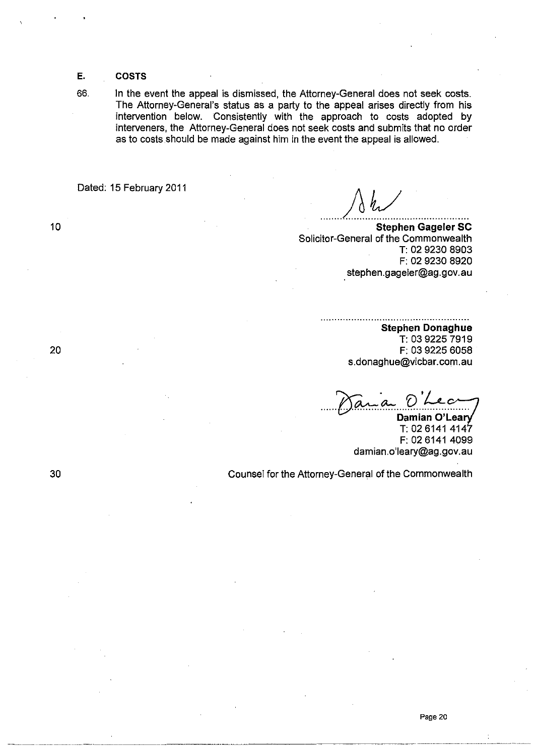## E. COSTS

66. In the event the appeal is dismissed, the Attorney-General does not seek costs. The Attorney-General's status as a party to the appeal arises directly from his intervention below. Consistently with the approach to costs adopted by interveners, the Attorney-General does not seek costs and submits that no order as to costs should be made against him in the event the appeal is allowed.

Dated: 15 February 2011

**Stephen Gageler SC**
Solicitor-General of the Commonwealth
T: 02 9230 8903
F: 02 9230 8920
stephen.gageler@ag.gov.au

**Stephen Donaghue**
T: 03 9225 7919
F: 03 9225 6058
s.donaghue@vicbar.com.au

**Damian O'Leary**
T: 02 6141 4147
F: 02 6141 4099
damian.o'leary@ag.gov.au

Counsel for the Attorney-General of the Commonwealth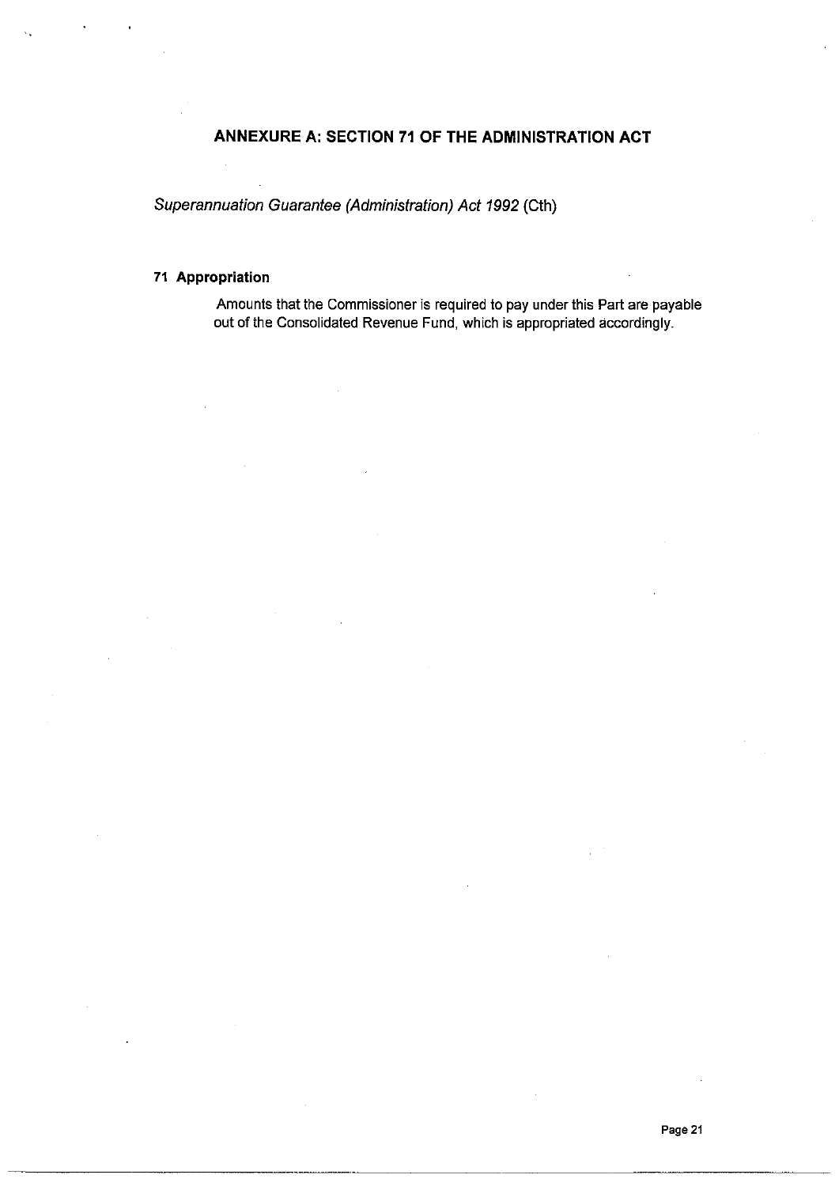## ANNEXURE A: SECTION 71 OF THE ADMINISTRATION ACT

*Superannuation Guarantee (Administration) Act 1992* (Cth)

### 71 Appropriation

Amounts that the Commissioner is required to pay under this Part are payable out of the Consolidated Revenue Fund, which is appropriated accordingly.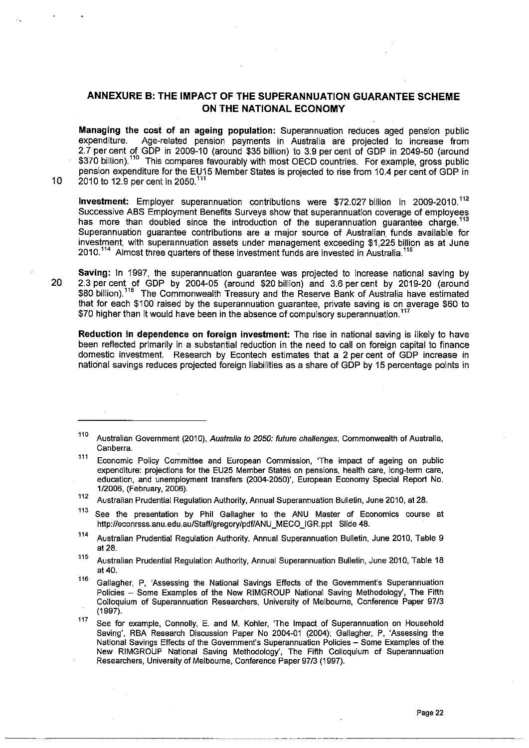## ANNEXURE B: THE IMPACT OF THE SUPERANNUATION GUARANTEE SCHEME ON THE NATIONAL ECONOMY

**Managing the cost of an ageing population:** Superannuation reduces aged pension public expenditure. Age-related pension payments in Australia are projected to increase from 2.7 per cent of GDP in 2009-10 (around $35 billion) to 3.9 per cent of GDP in 2049-50 (around $370 billion).[110] This compares favourably with most OECD countries. For example, gross public pension expenditure for the EU15 Member States is projected to rise from 10.4 per cent of GDP in 2010 to 12.9 per cent in 2050.[111]

**Investment:** Employer superannuation contributions were $72.027 billion in 2009-2010.[112] Successive ABS Employment Benefits Surveys show that superannuation coverage of employees has more than doubled since the introduction of the superannuation guarantee charge.[113] Superannuation guarantee contributions are a major source of Australian funds available for investment, with superannuation assets under management exceeding $1,225 billion as at June 2010.[114] Almost three quarters of these investment funds are invested in Australia.[115]

**Saving:** In 1997, the superannuation guarantee was projected to increase national saving by 2.3 per cent of GDP by 2004-05 (around $20 billion) and 3.6 per cent by 2019-20 (around $80 billion).[116] The Commonwealth Treasury and the Reserve Bank of Australia have estimated that for each $100 raised by the superannuation guarantee, private saving is on average $60 to $70 higher than it would have been in the absence of compulsory superannuation.[117]

**Reduction in dependence on foreign investment:** The rise in national saving is likely to have been reflected primarily in a substantial reduction in the need to call on foreign capital to finance domestic investment. Research by Econtech estimates that a 2 per cent of GDP increase in national savings reduces projected foreign liabilities as a share of GDP by 15 percentage points in

---

[110] Australian Government (2010), *Australia to 2050: future challenges*, Commonwealth of Australia, Canberra.

[111] Economic Policy Committee and European Commission, 'The impact of ageing on public expenditure: projections for the EU25 Member States on pensions, health care, long-term care, education, and unemployment transfers (2004-2050)', European Economy Special Report No. 1/2006, (February, 2006).

[112] Australian Prudential Regulation Authority, Annual Superannuation Bulletin, June 2010, at 28.

[113] See the presentation by Phil Gallagher to the ANU Master of Economics course at http://econrsss.anu.edu.au/Staff/gregory/pdf/ANU_MECO_IGR.ppt Slide 48.

[114] Australian Prudential Regulation Authority, Annual Superannuation Bulletin, June 2010, Table 9 at 28.

[115] Australian Prudential Regulation Authority, Annual Superannuation Bulletin, June 2010, Table 18 at 40.

[116] Gallagher, P, 'Assessing the National Savings Effects of the Government's Superannuation Policies – Some Examples of the New RIMGROUP National Saving Methodology', The Fifth Colloquium of Superannuation Researchers, University of Melbourne, Conference Paper 97/3 (1997).

[117] See for example, Connolly, E. and M. Kohler, 'The Impact of Superannuation on Household Saving', RBA Research Discussion Paper No 2004-01 (2004); Gallagher, P, 'Assessing the National Savings Effects of the Government's Superannuation Policies – Some Examples of the New RIMGROUP National Saving Methodology', The Fifth Colloquium of Superannuation Researchers, University of Melbourne, Conference Paper 97/3 (1997).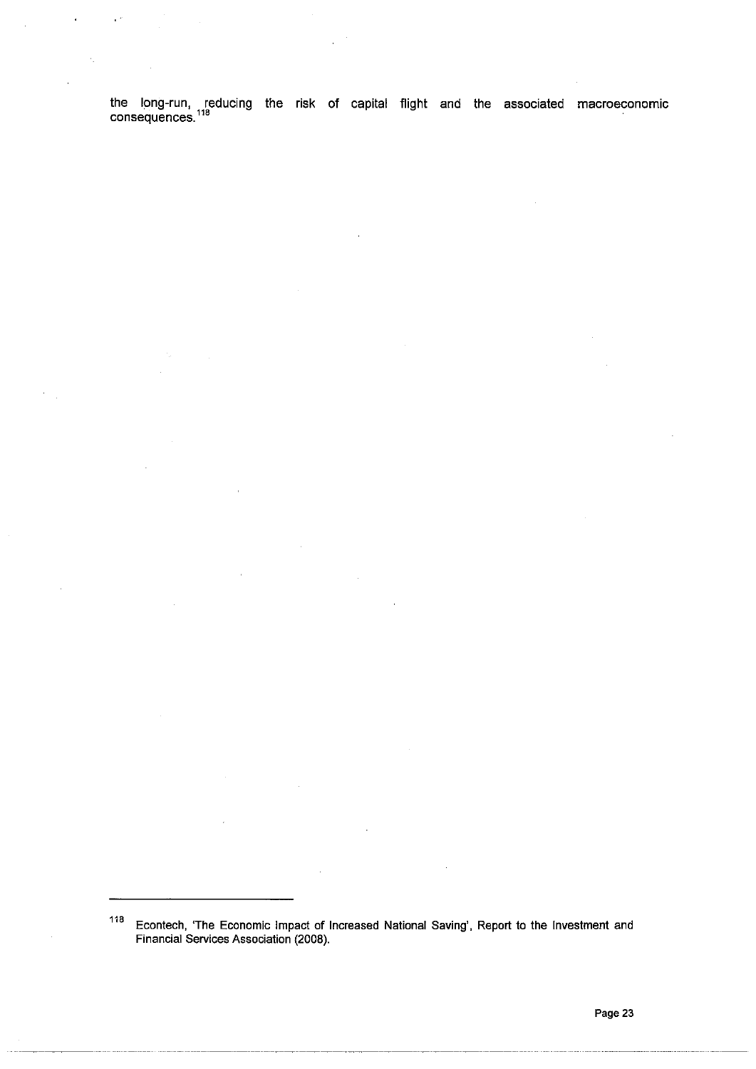the long-run, reducing the risk of capital flight and the associated macroeconomic consequences.[118]

---

[118] Econtech, 'The Economic Impact of Increased National Saving', Report to the Investment and Financial Services Association (2008).